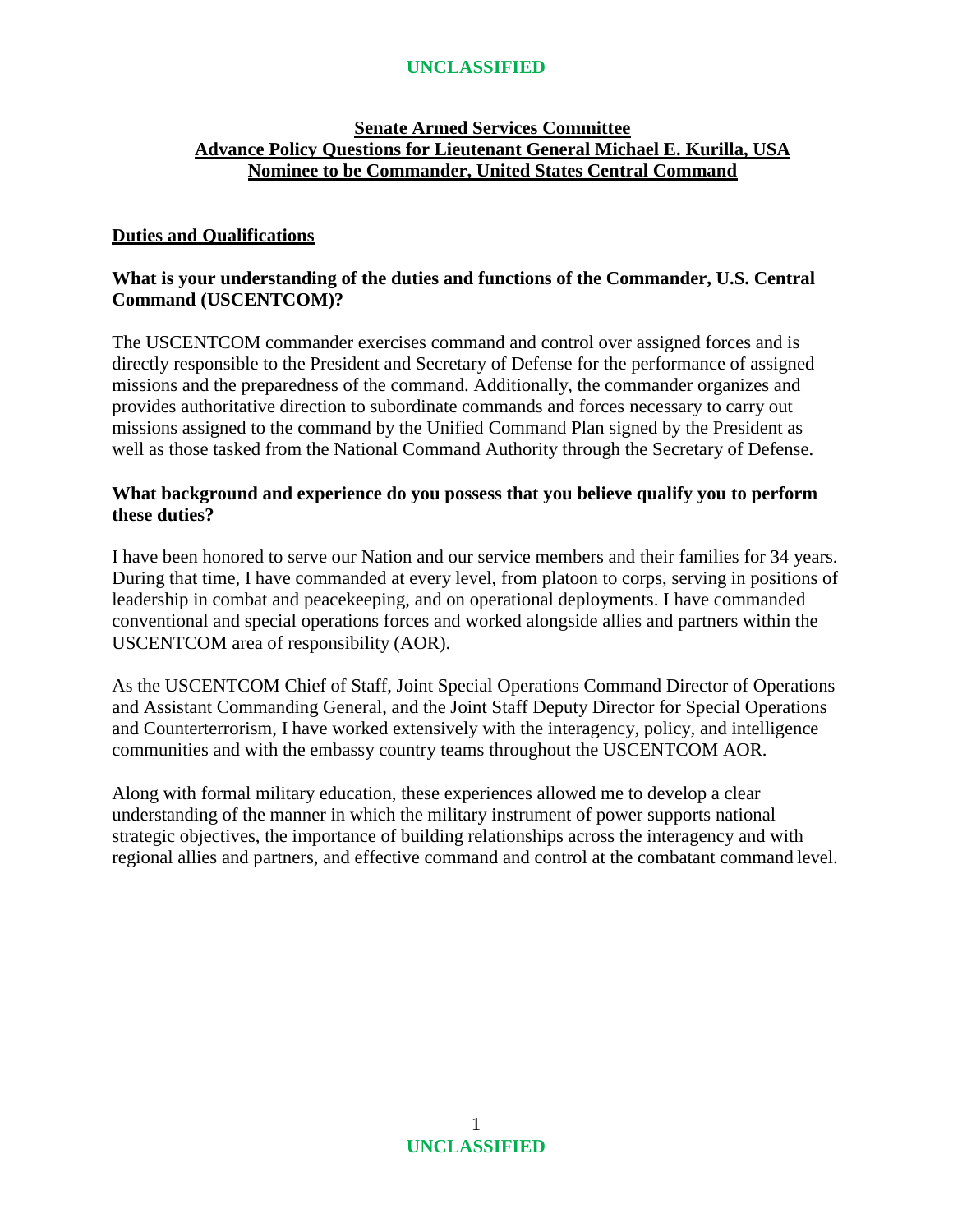**UNCLASSIFIED**

# Senate Armed Services Committee
# Advance Policy Questions for Lieutenant General Michael E. Kurilla, USA
# Nominee to be Commander, United States Central Command

## Duties and Qualifications

**What is your understanding of the duties and functions of the Commander, U.S. Central Command (USCENTCOM)?**

The USCENTCOM commander exercises command and control over assigned forces and is directly responsible to the President and Secretary of Defense for the performance of assigned missions and the preparedness of the command. Additionally, the commander organizes and provides authoritative direction to subordinate commands and forces necessary to carry out missions assigned to the command by the Unified Command Plan signed by the President as well as those tasked from the National Command Authority through the Secretary of Defense.

**What background and experience do you possess that you believe qualify you to perform these duties?**

I have been honored to serve our Nation and our service members and their families for 34 years. During that time, I have commanded at every level, from platoon to corps, serving in positions of leadership in combat and peacekeeping, and on operational deployments. I have commanded conventional and special operations forces and worked alongside allies and partners within the USCENTCOM area of responsibility (AOR).

As the USCENTCOM Chief of Staff, Joint Special Operations Command Director of Operations and Assistant Commanding General, and the Joint Staff Deputy Director for Special Operations and Counterterrorism, I have worked extensively with the interagency, policy, and intelligence communities and with the embassy country teams throughout the USCENTCOM AOR.

Along with formal military education, these experiences allowed me to develop a clear understanding of the manner in which the military instrument of power supports national strategic objectives, the importance of building relationships across the interagency and with regional allies and partners, and effective command and control at the combatant command level.

**UNCLASSIFIED**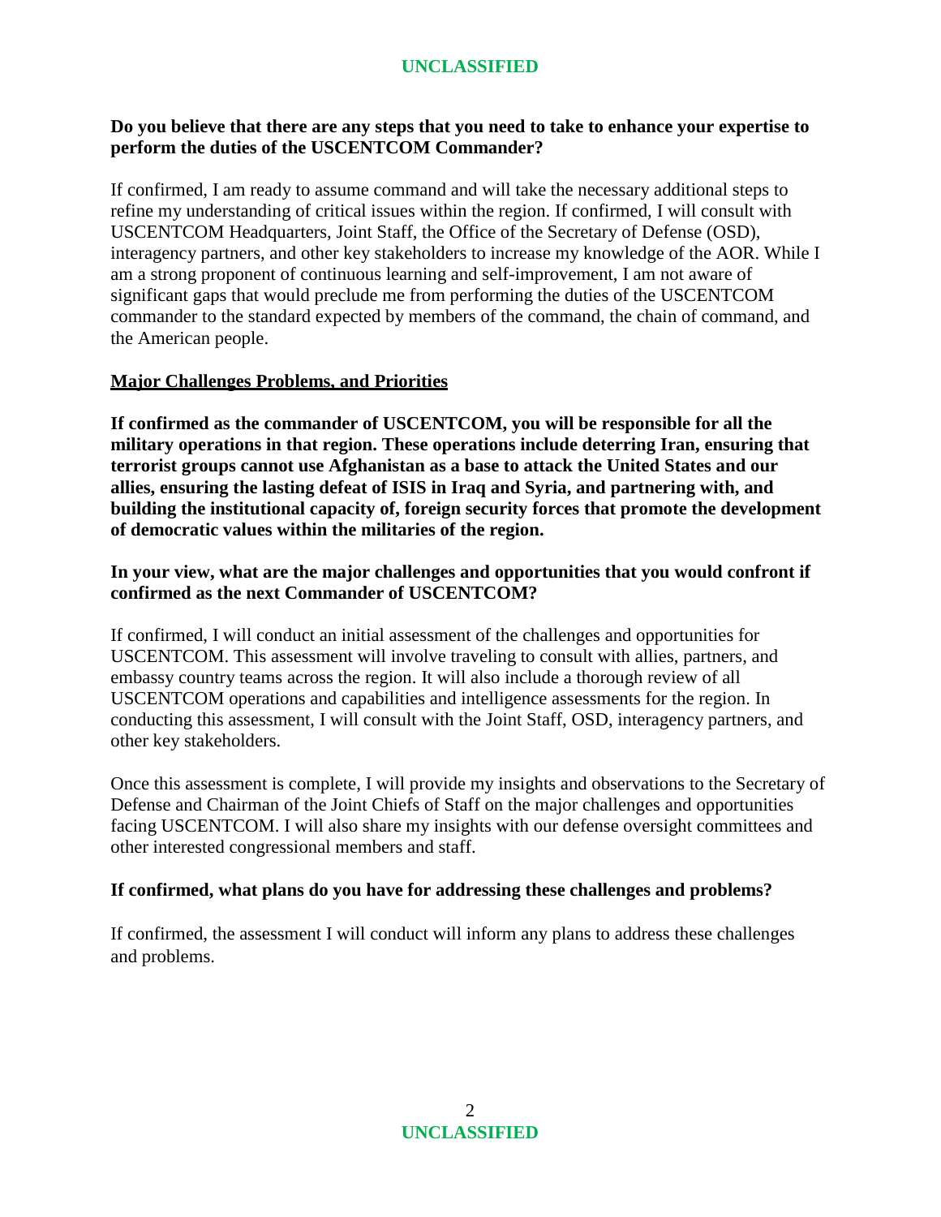**Do you believe that there are any steps that you need to take to enhance your expertise to perform the duties of the USCENTCOM Commander?**

If confirmed, I am ready to assume command and will take the necessary additional steps to refine my understanding of critical issues within the region. If confirmed, I will consult with USCENTCOM Headquarters, Joint Staff, the Office of the Secretary of Defense (OSD), interagency partners, and other key stakeholders to increase my knowledge of the AOR. While I am a strong proponent of continuous learning and self-improvement, I am not aware of significant gaps that would preclude me from performing the duties of the USCENTCOM commander to the standard expected by members of the command, the chain of command, and the American people.

## Major Challenges Problems, and Priorities

**If confirmed as the commander of USCENTCOM, you will be responsible for all the military operations in that region. These operations include deterring Iran, ensuring that terrorist groups cannot use Afghanistan as a base to attack the United States and our allies, ensuring the lasting defeat of ISIS in Iraq and Syria, and partnering with, and building the institutional capacity of, foreign security forces that promote the development of democratic values within the militaries of the region.**

**In your view, what are the major challenges and opportunities that you would confront if confirmed as the next Commander of USCENTCOM?**

If confirmed, I will conduct an initial assessment of the challenges and opportunities for USCENTCOM. This assessment will involve traveling to consult with allies, partners, and embassy country teams across the region. It will also include a thorough review of all USCENTCOM operations and capabilities and intelligence assessments for the region. In conducting this assessment, I will consult with the Joint Staff, OSD, interagency partners, and other key stakeholders.

Once this assessment is complete, I will provide my insights and observations to the Secretary of Defense and Chairman of the Joint Chiefs of Staff on the major challenges and opportunities facing USCENTCOM. I will also share my insights with our defense oversight committees and other interested congressional members and staff.

**If confirmed, what plans do you have for addressing these challenges and problems?**

If confirmed, the assessment I will conduct will inform any plans to address these challenges and problems.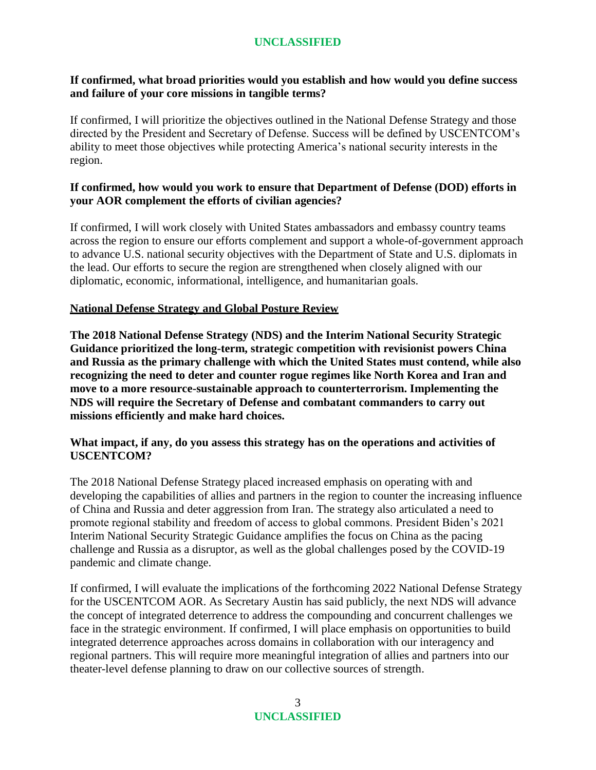**If confirmed, what broad priorities would you establish and how would you define success and failure of your core missions in tangible terms?**

If confirmed, I will prioritize the objectives outlined in the National Defense Strategy and those directed by the President and Secretary of Defense. Success will be defined by USCENTCOM's ability to meet those objectives while protecting America's national security interests in the region.

**If confirmed, how would you work to ensure that Department of Defense (DOD) efforts in your AOR complement the efforts of civilian agencies?**

If confirmed, I will work closely with United States ambassadors and embassy country teams across the region to ensure our efforts complement and support a whole-of-government approach to advance U.S. national security objectives with the Department of State and U.S. diplomats in the lead. Our efforts to secure the region are strengthened when closely aligned with our diplomatic, economic, informational, intelligence, and humanitarian goals.

## National Defense Strategy and Global Posture Review

**The 2018 National Defense Strategy (NDS) and the Interim National Security Strategic Guidance prioritized the long-term, strategic competition with revisionist powers China and Russia as the primary challenge with which the United States must contend, while also recognizing the need to deter and counter rogue regimes like North Korea and Iran and move to a more resource-sustainable approach to counterterrorism. Implementing the NDS will require the Secretary of Defense and combatant commanders to carry out missions efficiently and make hard choices.**

**What impact, if any, do you assess this strategy has on the operations and activities of USCENTCOM?**

The 2018 National Defense Strategy placed increased emphasis on operating with and developing the capabilities of allies and partners in the region to counter the increasing influence of China and Russia and deter aggression from Iran. The strategy also articulated a need to promote regional stability and freedom of access to global commons. President Biden's 2021 Interim National Security Strategic Guidance amplifies the focus on China as the pacing challenge and Russia as a disruptor, as well as the global challenges posed by the COVID-19 pandemic and climate change.

If confirmed, I will evaluate the implications of the forthcoming 2022 National Defense Strategy for the USCENTCOM AOR. As Secretary Austin has said publicly, the next NDS will advance the concept of integrated deterrence to address the compounding and concurrent challenges we face in the strategic environment. If confirmed, I will place emphasis on opportunities to build integrated deterrence approaches across domains in collaboration with our interagency and regional partners. This will require more meaningful integration of allies and partners into our theater-level defense planning to draw on our collective sources of strength.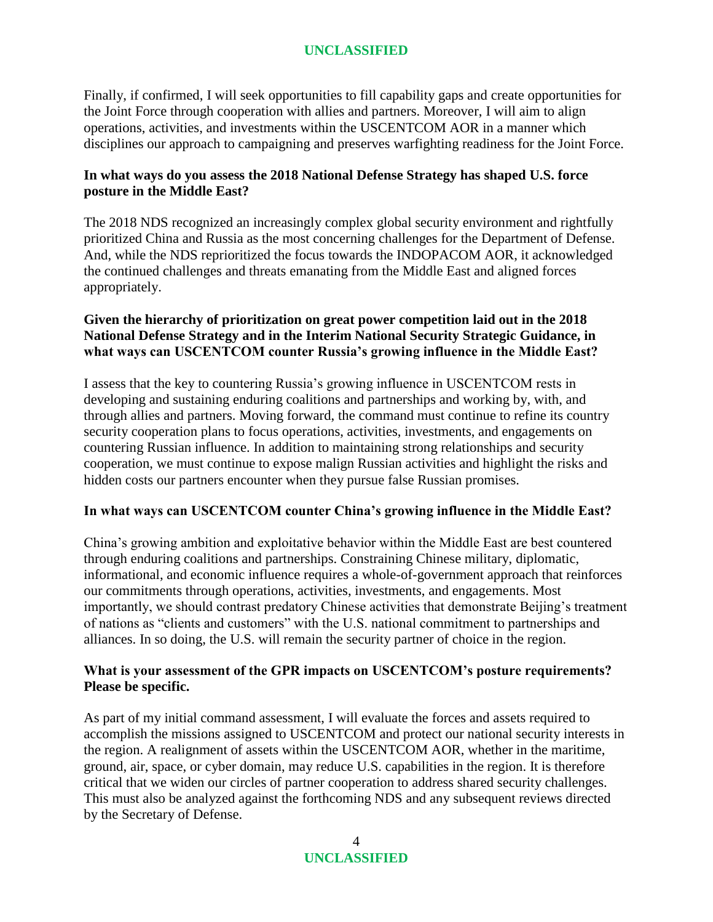Finally, if confirmed, I will seek opportunities to fill capability gaps and create opportunities for the Joint Force through cooperation with allies and partners. Moreover, I will aim to align operations, activities, and investments within the USCENTCOM AOR in a manner which disciplines our approach to campaigning and preserves warfighting readiness for the Joint Force.

**In what ways do you assess the 2018 National Defense Strategy has shaped U.S. force posture in the Middle East?**

The 2018 NDS recognized an increasingly complex global security environment and rightfully prioritized China and Russia as the most concerning challenges for the Department of Defense. And, while the NDS reprioritized the focus towards the INDOPACOM AOR, it acknowledged the continued challenges and threats emanating from the Middle East and aligned forces appropriately.

**Given the hierarchy of prioritization on great power competition laid out in the 2018 National Defense Strategy and in the Interim National Security Strategic Guidance, in what ways can USCENTCOM counter Russia's growing influence in the Middle East?**

I assess that the key to countering Russia's growing influence in USCENTCOM rests in developing and sustaining enduring coalitions and partnerships and working by, with, and through allies and partners. Moving forward, the command must continue to refine its country security cooperation plans to focus operations, activities, investments, and engagements on countering Russian influence. In addition to maintaining strong relationships and security cooperation, we must continue to expose malign Russian activities and highlight the risks and hidden costs our partners encounter when they pursue false Russian promises.

**In what ways can USCENTCOM counter China's growing influence in the Middle East?**

China's growing ambition and exploitative behavior within the Middle East are best countered through enduring coalitions and partnerships. Constraining Chinese military, diplomatic, informational, and economic influence requires a whole-of-government approach that reinforces our commitments through operations, activities, investments, and engagements. Most importantly, we should contrast predatory Chinese activities that demonstrate Beijing's treatment of nations as "clients and customers" with the U.S. national commitment to partnerships and alliances. In so doing, the U.S. will remain the security partner of choice in the region.

**What is your assessment of the GPR impacts on USCENTCOM's posture requirements? Please be specific.**

As part of my initial command assessment, I will evaluate the forces and assets required to accomplish the missions assigned to USCENTCOM and protect our national security interests in the region. A realignment of assets within the USCENTCOM AOR, whether in the maritime, ground, air, space, or cyber domain, may reduce U.S. capabilities in the region. It is therefore critical that we widen our circles of partner cooperation to address shared security challenges. This must also be analyzed against the forthcoming NDS and any subsequent reviews directed by the Secretary of Defense.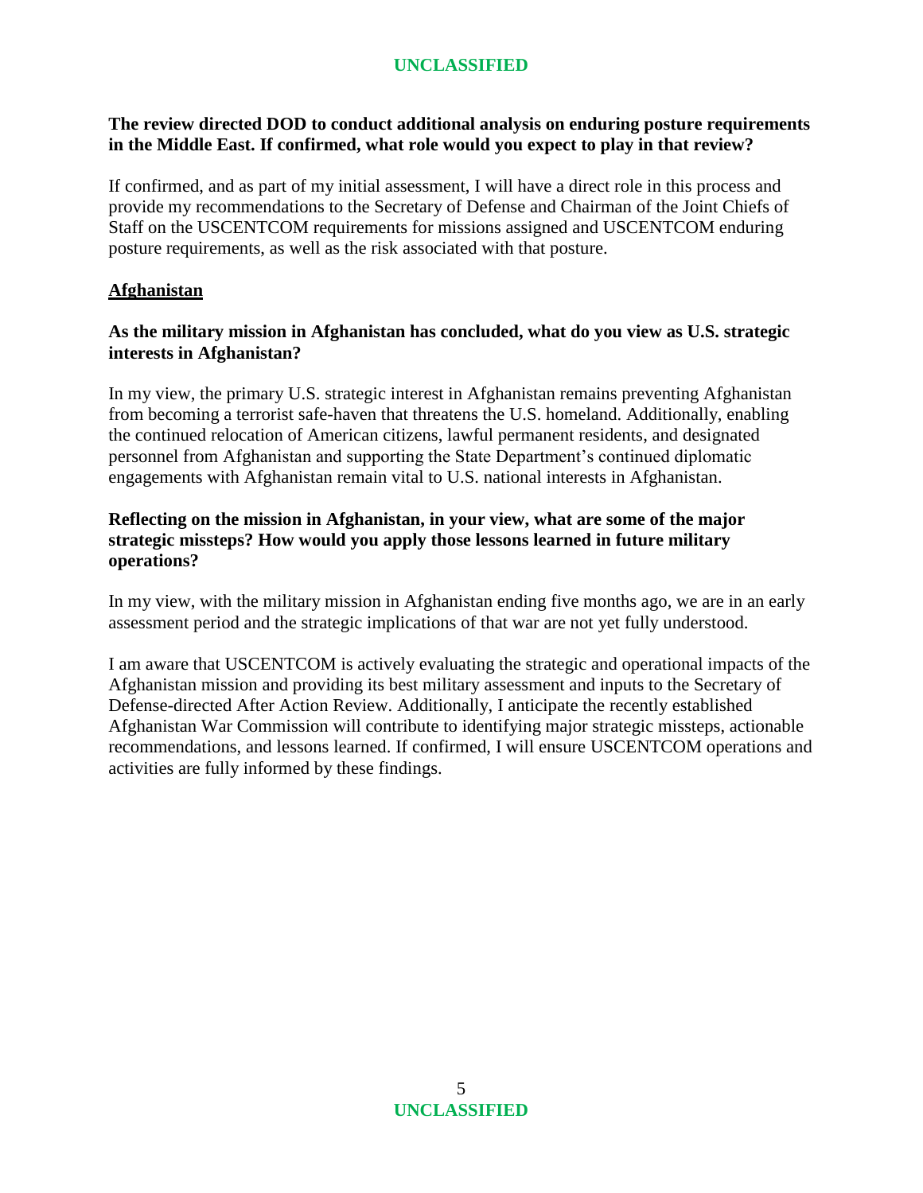**The review directed DOD to conduct additional analysis on enduring posture requirements in the Middle East. If confirmed, what role would you expect to play in that review?**

If confirmed, and as part of my initial assessment, I will have a direct role in this process and provide my recommendations to the Secretary of Defense and Chairman of the Joint Chiefs of Staff on the USCENTCOM requirements for missions assigned and USCENTCOM enduring posture requirements, as well as the risk associated with that posture.

## Afghanistan

**As the military mission in Afghanistan has concluded, what do you view as U.S. strategic interests in Afghanistan?**

In my view, the primary U.S. strategic interest in Afghanistan remains preventing Afghanistan from becoming a terrorist safe-haven that threatens the U.S. homeland. Additionally, enabling the continued relocation of American citizens, lawful permanent residents, and designated personnel from Afghanistan and supporting the State Department's continued diplomatic engagements with Afghanistan remain vital to U.S. national interests in Afghanistan.

**Reflecting on the mission in Afghanistan, in your view, what are some of the major strategic missteps? How would you apply those lessons learned in future military operations?**

In my view, with the military mission in Afghanistan ending five months ago, we are in an early assessment period and the strategic implications of that war are not yet fully understood.

I am aware that USCENTCOM is actively evaluating the strategic and operational impacts of the Afghanistan mission and providing its best military assessment and inputs to the Secretary of Defense-directed After Action Review. Additionally, I anticipate the recently established Afghanistan War Commission will contribute to identifying major strategic missteps, actionable recommendations, and lessons learned. If confirmed, I will ensure USCENTCOM operations and activities are fully informed by these findings.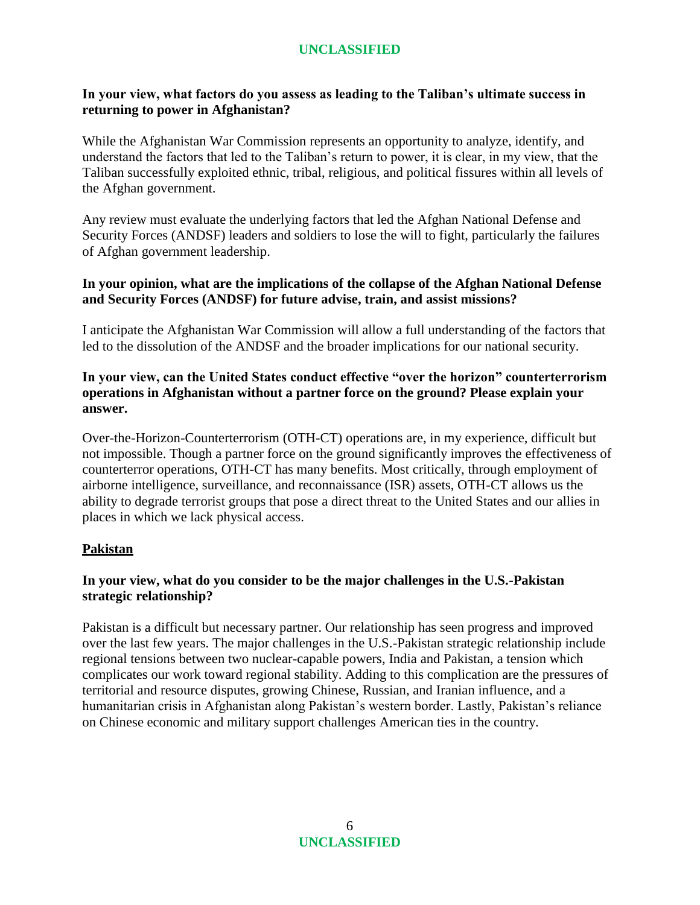**In your view, what factors do you assess as leading to the Taliban's ultimate success in returning to power in Afghanistan?**

While the Afghanistan War Commission represents an opportunity to analyze, identify, and understand the factors that led to the Taliban's return to power, it is clear, in my view, that the Taliban successfully exploited ethnic, tribal, religious, and political fissures within all levels of the Afghan government.

Any review must evaluate the underlying factors that led the Afghan National Defense and Security Forces (ANDSF) leaders and soldiers to lose the will to fight, particularly the failures of Afghan government leadership.

**In your opinion, what are the implications of the collapse of the Afghan National Defense and Security Forces (ANDSF) for future advise, train, and assist missions?**

I anticipate the Afghanistan War Commission will allow a full understanding of the factors that led to the dissolution of the ANDSF and the broader implications for our national security.

**In your view, can the United States conduct effective "over the horizon" counterterrorism operations in Afghanistan without a partner force on the ground? Please explain your answer.**

Over-the-Horizon-Counterterrorism (OTH-CT) operations are, in my experience, difficult but not impossible. Though a partner force on the ground significantly improves the effectiveness of counterterror operations, OTH-CT has many benefits. Most critically, through employment of airborne intelligence, surveillance, and reconnaissance (ISR) assets, OTH-CT allows us the ability to degrade terrorist groups that pose a direct threat to the United States and our allies in places in which we lack physical access.

## Pakistan

**In your view, what do you consider to be the major challenges in the U.S.-Pakistan strategic relationship?**

Pakistan is a difficult but necessary partner. Our relationship has seen progress and improved over the last few years. The major challenges in the U.S.-Pakistan strategic relationship include regional tensions between two nuclear-capable powers, India and Pakistan, a tension which complicates our work toward regional stability. Adding to this complication are the pressures of territorial and resource disputes, growing Chinese, Russian, and Iranian influence, and a humanitarian crisis in Afghanistan along Pakistan's western border. Lastly, Pakistan's reliance on Chinese economic and military support challenges American ties in the country.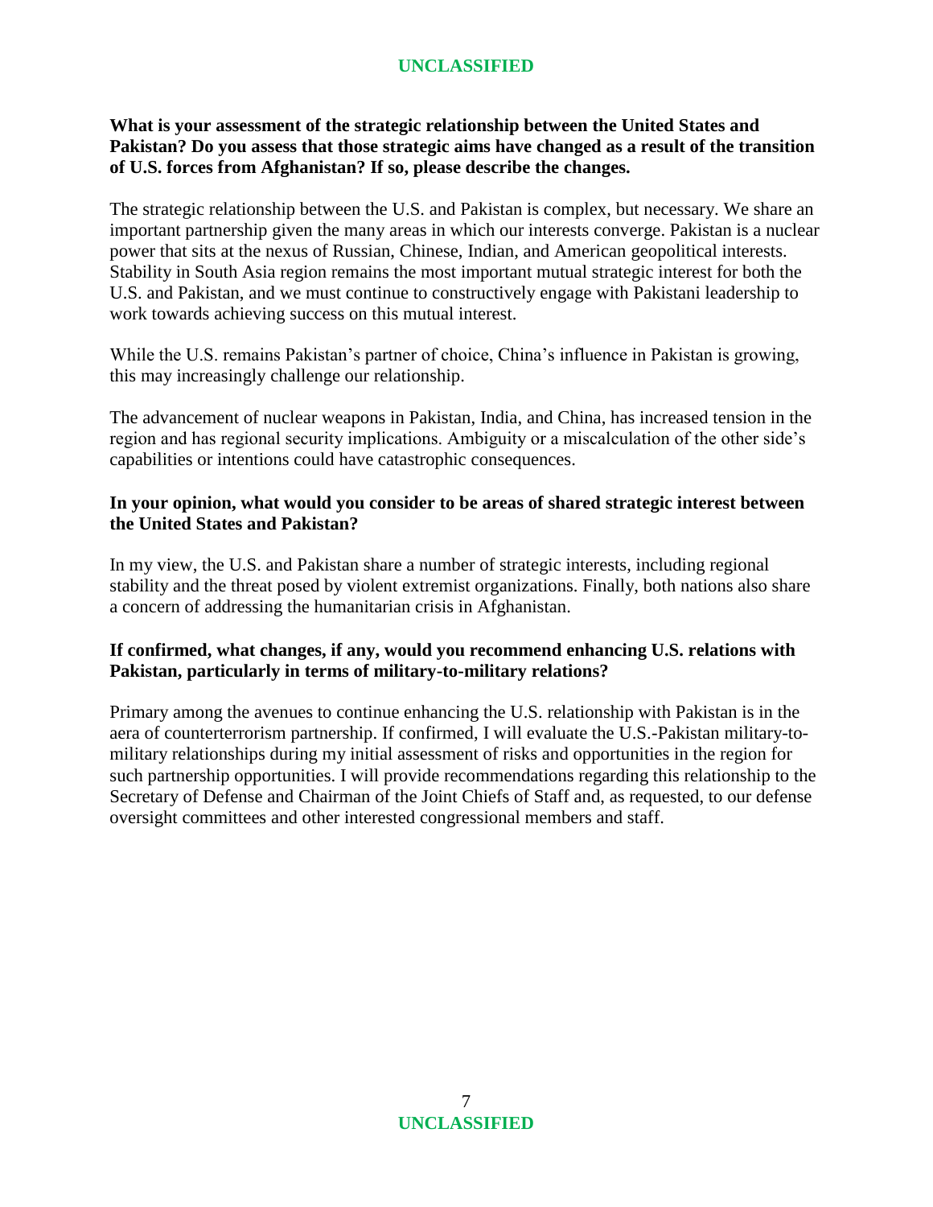**What is your assessment of the strategic relationship between the United States and Pakistan? Do you assess that those strategic aims have changed as a result of the transition of U.S. forces from Afghanistan? If so, please describe the changes.**

The strategic relationship between the U.S. and Pakistan is complex, but necessary. We share an important partnership given the many areas in which our interests converge. Pakistan is a nuclear power that sits at the nexus of Russian, Chinese, Indian, and American geopolitical interests. Stability in South Asia region remains the most important mutual strategic interest for both the U.S. and Pakistan, and we must continue to constructively engage with Pakistani leadership to work towards achieving success on this mutual interest.

While the U.S. remains Pakistan's partner of choice, China's influence in Pakistan is growing, this may increasingly challenge our relationship.

The advancement of nuclear weapons in Pakistan, India, and China, has increased tension in the region and has regional security implications. Ambiguity or a miscalculation of the other side's capabilities or intentions could have catastrophic consequences.

**In your opinion, what would you consider to be areas of shared strategic interest between the United States and Pakistan?**

In my view, the U.S. and Pakistan share a number of strategic interests, including regional stability and the threat posed by violent extremist organizations. Finally, both nations also share a concern of addressing the humanitarian crisis in Afghanistan.

**If confirmed, what changes, if any, would you recommend enhancing U.S. relations with Pakistan, particularly in terms of military-to-military relations?**

Primary among the avenues to continue enhancing the U.S. relationship with Pakistan is in the aera of counterterrorism partnership. If confirmed, I will evaluate the U.S.-Pakistan military-to-military relationships during my initial assessment of risks and opportunities in the region for such partnership opportunities. I will provide recommendations regarding this relationship to the Secretary of Defense and Chairman of the Joint Chiefs of Staff and, as requested, to our defense oversight committees and other interested congressional members and staff.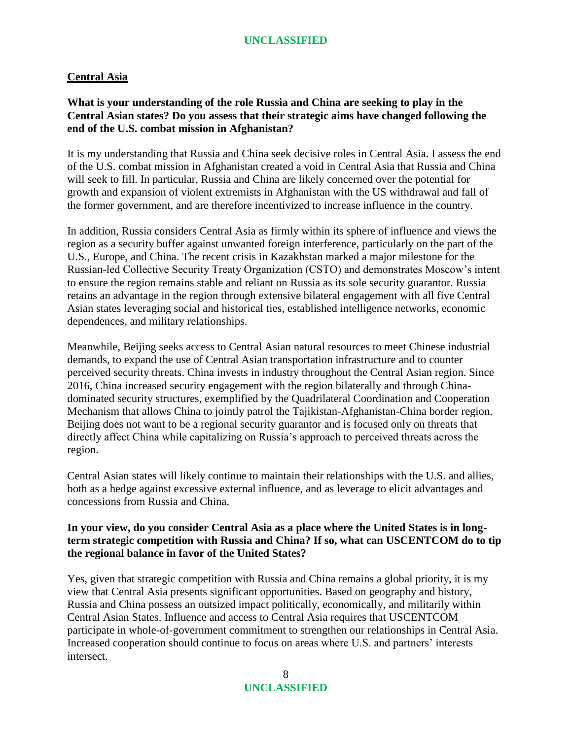## Central Asia

**What is your understanding of the role Russia and China are seeking to play in the Central Asian states? Do you assess that their strategic aims have changed following the end of the U.S. combat mission in Afghanistan?**

It is my understanding that Russia and China seek decisive roles in Central Asia. I assess the end of the U.S. combat mission in Afghanistan created a void in Central Asia that Russia and China will seek to fill. In particular, Russia and China are likely concerned over the potential for growth and expansion of violent extremists in Afghanistan with the US withdrawal and fall of the former government, and are therefore incentivized to increase influence in the country.

In addition, Russia considers Central Asia as firmly within its sphere of influence and views the region as a security buffer against unwanted foreign interference, particularly on the part of the U.S., Europe, and China. The recent crisis in Kazakhstan marked a major milestone for the Russian-led Collective Security Treaty Organization (CSTO) and demonstrates Moscow's intent to ensure the region remains stable and reliant on Russia as its sole security guarantor. Russia retains an advantage in the region through extensive bilateral engagement with all five Central Asian states leveraging social and historical ties, established intelligence networks, economic dependences, and military relationships.

Meanwhile, Beijing seeks access to Central Asian natural resources to meet Chinese industrial demands, to expand the use of Central Asian transportation infrastructure and to counter perceived security threats. China invests in industry throughout the Central Asian region. Since 2016, China increased security engagement with the region bilaterally and through China-dominated security structures, exemplified by the Quadrilateral Coordination and Cooperation Mechanism that allows China to jointly patrol the Tajikistan-Afghanistan-China border region. Beijing does not want to be a regional security guarantor and is focused only on threats that directly affect China while capitalizing on Russia's approach to perceived threats across the region.

Central Asian states will likely continue to maintain their relationships with the U.S. and allies, both as a hedge against excessive external influence, and as leverage to elicit advantages and concessions from Russia and China.

**In your view, do you consider Central Asia as a place where the United States is in long-term strategic competition with Russia and China? If so, what can USCENTCOM do to tip the regional balance in favor of the United States?**

Yes, given that strategic competition with Russia and China remains a global priority, it is my view that Central Asia presents significant opportunities. Based on geography and history, Russia and China possess an outsized impact politically, economically, and militarily within Central Asian States. Influence and access to Central Asia requires that USCENTCOM participate in whole-of-government commitment to strengthen our relationships in Central Asia. Increased cooperation should continue to focus on areas where U.S. and partners' interests intersect.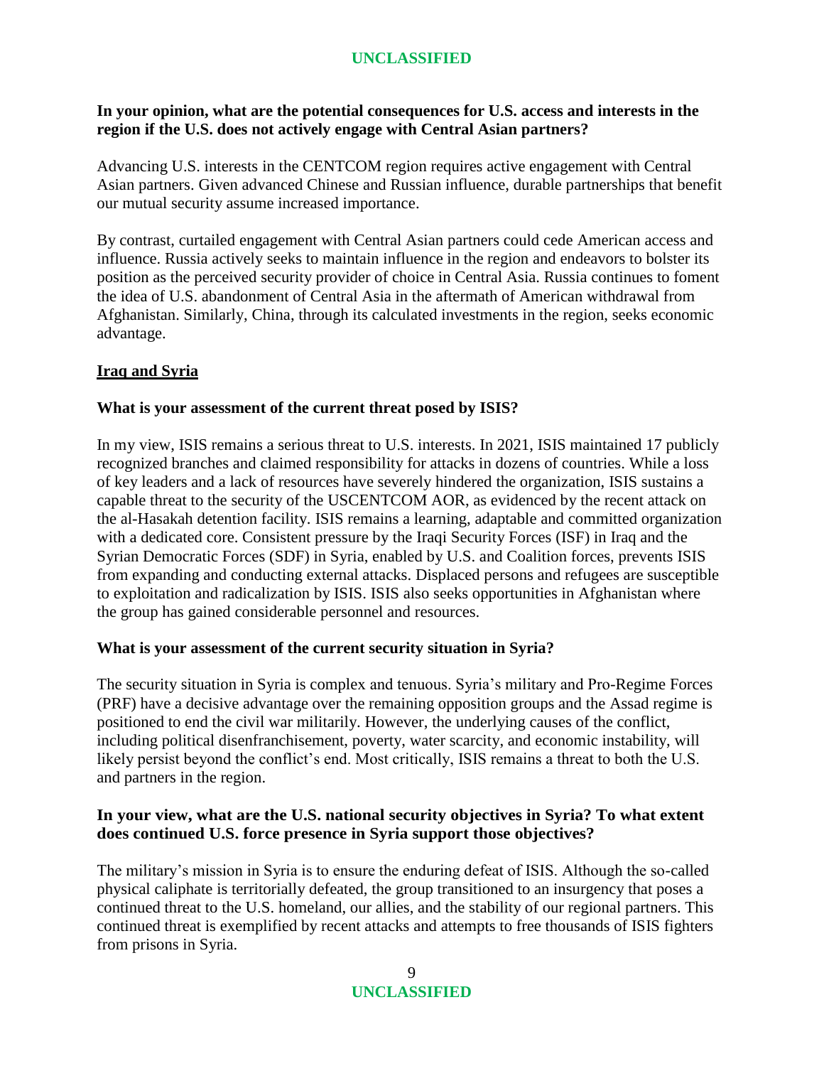**In your opinion, what are the potential consequences for U.S. access and interests in the region if the U.S. does not actively engage with Central Asian partners?**

Advancing U.S. interests in the CENTCOM region requires active engagement with Central Asian partners. Given advanced Chinese and Russian influence, durable partnerships that benefit our mutual security assume increased importance.

By contrast, curtailed engagement with Central Asian partners could cede American access and influence. Russia actively seeks to maintain influence in the region and endeavors to bolster its position as the perceived security provider of choice in Central Asia. Russia continues to foment the idea of U.S. abandonment of Central Asia in the aftermath of American withdrawal from Afghanistan. Similarly, China, through its calculated investments in the region, seeks economic advantage.

## Iraq and Syria

**What is your assessment of the current threat posed by ISIS?**

In my view, ISIS remains a serious threat to U.S. interests. In 2021, ISIS maintained 17 publicly recognized branches and claimed responsibility for attacks in dozens of countries. While a loss of key leaders and a lack of resources have severely hindered the organization, ISIS sustains a capable threat to the security of the USCENTCOM AOR, as evidenced by the recent attack on the al-Hasakah detention facility. ISIS remains a learning, adaptable and committed organization with a dedicated core. Consistent pressure by the Iraqi Security Forces (ISF) in Iraq and the Syrian Democratic Forces (SDF) in Syria, enabled by U.S. and Coalition forces, prevents ISIS from expanding and conducting external attacks. Displaced persons and refugees are susceptible to exploitation and radicalization by ISIS. ISIS also seeks opportunities in Afghanistan where the group has gained considerable personnel and resources.

**What is your assessment of the current security situation in Syria?**

The security situation in Syria is complex and tenuous. Syria's military and Pro-Regime Forces (PRF) have a decisive advantage over the remaining opposition groups and the Assad regime is positioned to end the civil war militarily. However, the underlying causes of the conflict, including political disenfranchisement, poverty, water scarcity, and economic instability, will likely persist beyond the conflict's end. Most critically, ISIS remains a threat to both the U.S. and partners in the region.

**In your view, what are the U.S. national security objectives in Syria? To what extent does continued U.S. force presence in Syria support those objectives?**

The military's mission in Syria is to ensure the enduring defeat of ISIS. Although the so-called physical caliphate is territorially defeated, the group transitioned to an insurgency that poses a continued threat to the U.S. homeland, our allies, and the stability of our regional partners. This continued threat is exemplified by recent attacks and attempts to free thousands of ISIS fighters from prisons in Syria.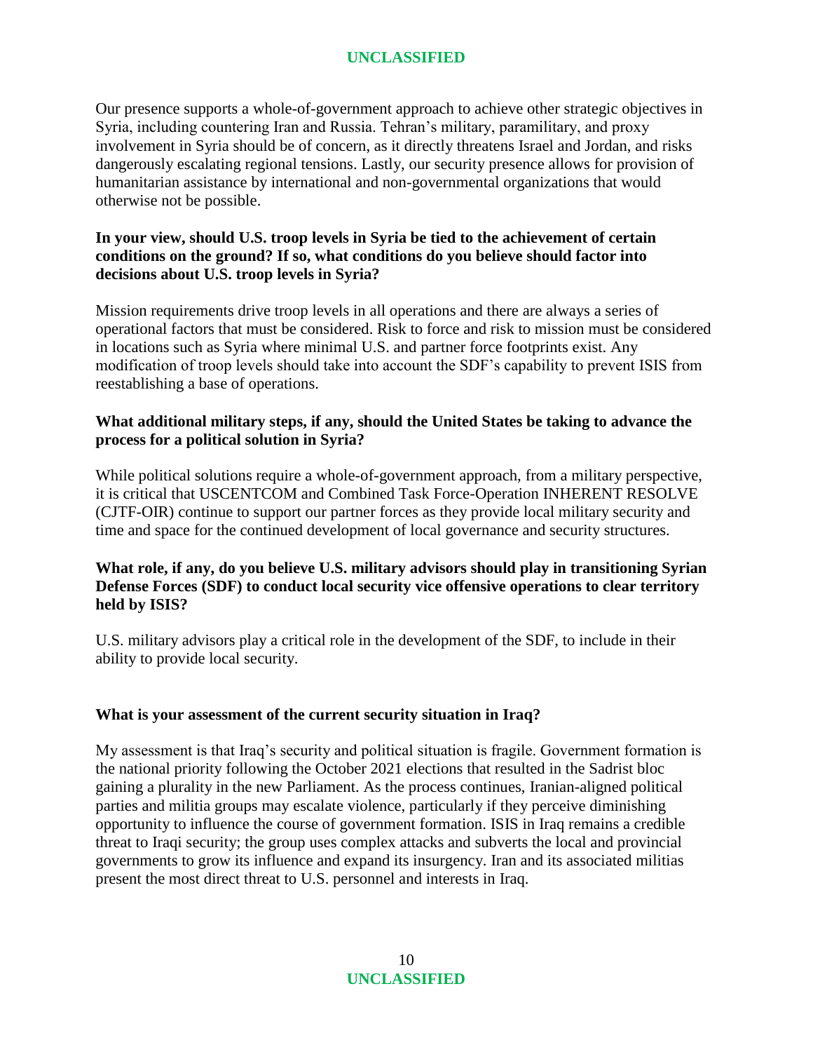Our presence supports a whole-of-government approach to achieve other strategic objectives in Syria, including countering Iran and Russia. Tehran's military, paramilitary, and proxy involvement in Syria should be of concern, as it directly threatens Israel and Jordan, and risks dangerously escalating regional tensions. Lastly, our security presence allows for provision of humanitarian assistance by international and non-governmental organizations that would otherwise not be possible.

**In your view, should U.S. troop levels in Syria be tied to the achievement of certain conditions on the ground? If so, what conditions do you believe should factor into decisions about U.S. troop levels in Syria?**

Mission requirements drive troop levels in all operations and there are always a series of operational factors that must be considered. Risk to force and risk to mission must be considered in locations such as Syria where minimal U.S. and partner force footprints exist. Any modification of troop levels should take into account the SDF's capability to prevent ISIS from reestablishing a base of operations.

**What additional military steps, if any, should the United States be taking to advance the process for a political solution in Syria?**

While political solutions require a whole-of-government approach, from a military perspective, it is critical that USCENTCOM and Combined Task Force-Operation INHERENT RESOLVE (CJTF-OIR) continue to support our partner forces as they provide local military security and time and space for the continued development of local governance and security structures.

**What role, if any, do you believe U.S. military advisors should play in transitioning Syrian Defense Forces (SDF) to conduct local security vice offensive operations to clear territory held by ISIS?**

U.S. military advisors play a critical role in the development of the SDF, to include in their ability to provide local security.

**What is your assessment of the current security situation in Iraq?**

My assessment is that Iraq's security and political situation is fragile. Government formation is the national priority following the October 2021 elections that resulted in the Sadrist bloc gaining a plurality in the new Parliament. As the process continues, Iranian-aligned political parties and militia groups may escalate violence, particularly if they perceive diminishing opportunity to influence the course of government formation. ISIS in Iraq remains a credible threat to Iraqi security; the group uses complex attacks and subverts the local and provincial governments to grow its influence and expand its insurgency. Iran and its associated militias present the most direct threat to U.S. personnel and interests in Iraq.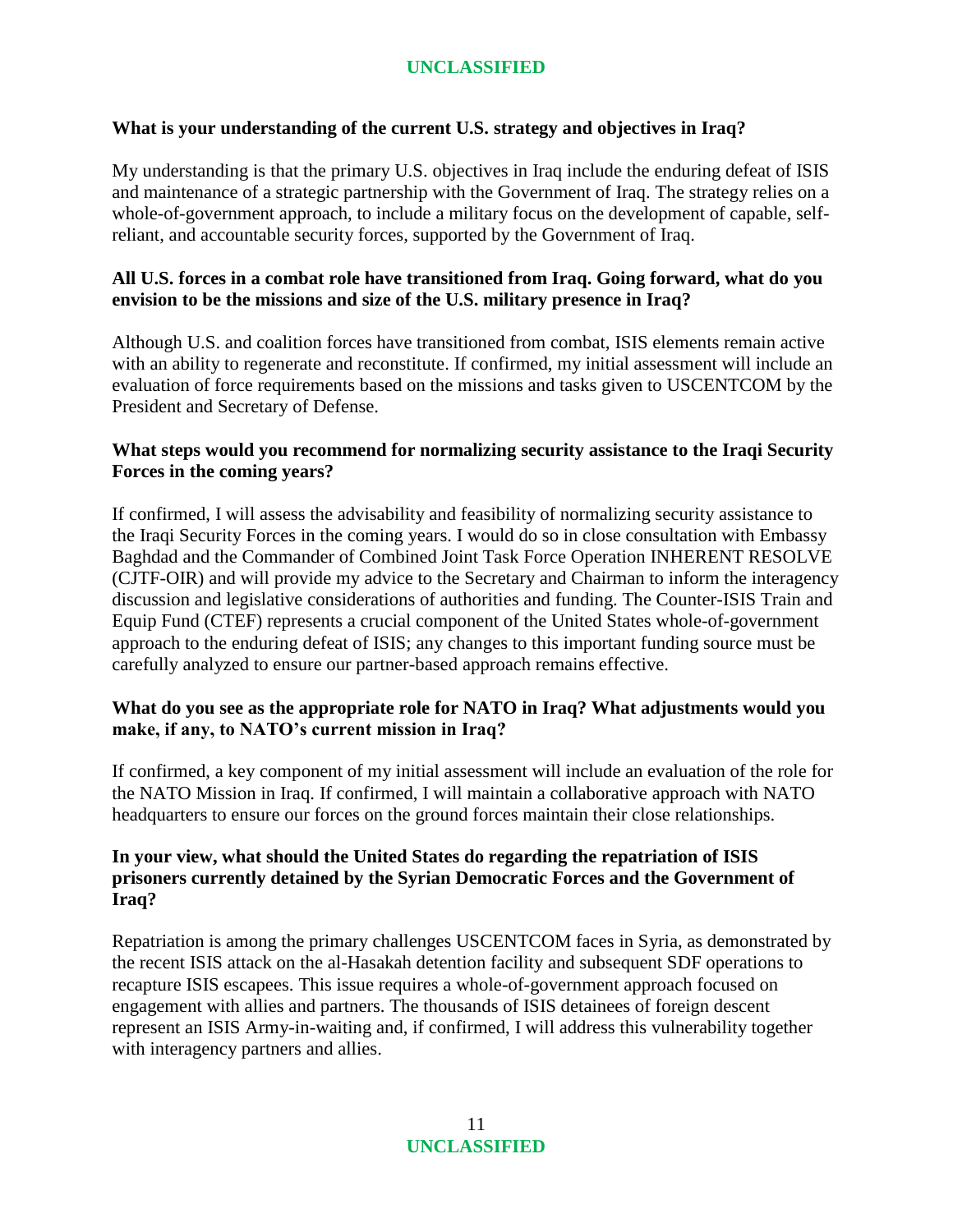**What is your understanding of the current U.S. strategy and objectives in Iraq?**

My understanding is that the primary U.S. objectives in Iraq include the enduring defeat of ISIS and maintenance of a strategic partnership with the Government of Iraq. The strategy relies on a whole-of-government approach, to include a military focus on the development of capable, self-reliant, and accountable security forces, supported by the Government of Iraq.

**All U.S. forces in a combat role have transitioned from Iraq. Going forward, what do you envision to be the missions and size of the U.S. military presence in Iraq?**

Although U.S. and coalition forces have transitioned from combat, ISIS elements remain active with an ability to regenerate and reconstitute. If confirmed, my initial assessment will include an evaluation of force requirements based on the missions and tasks given to USCENTCOM by the President and Secretary of Defense.

**What steps would you recommend for normalizing security assistance to the Iraqi Security Forces in the coming years?**

If confirmed, I will assess the advisability and feasibility of normalizing security assistance to the Iraqi Security Forces in the coming years. I would do so in close consultation with Embassy Baghdad and the Commander of Combined Joint Task Force Operation INHERENT RESOLVE (CJTF-OIR) and will provide my advice to the Secretary and Chairman to inform the interagency discussion and legislative considerations of authorities and funding. The Counter-ISIS Train and Equip Fund (CTEF) represents a crucial component of the United States whole-of-government approach to the enduring defeat of ISIS; any changes to this important funding source must be carefully analyzed to ensure our partner-based approach remains effective.

**What do you see as the appropriate role for NATO in Iraq? What adjustments would you make, if any, to NATO's current mission in Iraq?**

If confirmed, a key component of my initial assessment will include an evaluation of the role for the NATO Mission in Iraq. If confirmed, I will maintain a collaborative approach with NATO headquarters to ensure our forces on the ground forces maintain their close relationships.

**In your view, what should the United States do regarding the repatriation of ISIS prisoners currently detained by the Syrian Democratic Forces and the Government of Iraq?**

Repatriation is among the primary challenges USCENTCOM faces in Syria, as demonstrated by the recent ISIS attack on the al-Hasakah detention facility and subsequent SDF operations to recapture ISIS escapees. This issue requires a whole-of-government approach focused on engagement with allies and partners. The thousands of ISIS detainees of foreign descent represent an ISIS Army-in-waiting and, if confirmed, I will address this vulnerability together with interagency partners and allies.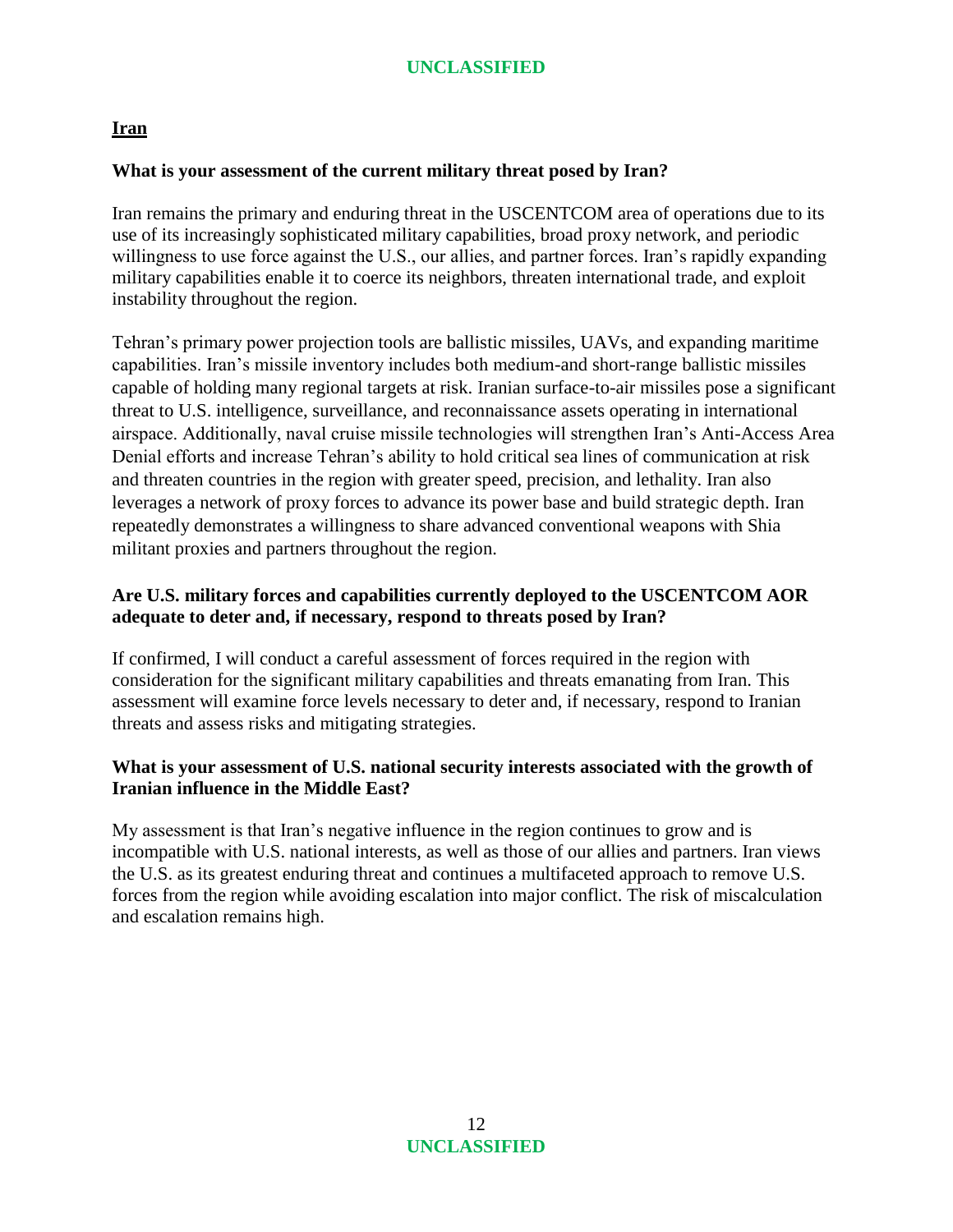## Iran

**What is your assessment of the current military threat posed by Iran?**

Iran remains the primary and enduring threat in the USCENTCOM area of operations due to its use of its increasingly sophisticated military capabilities, broad proxy network, and periodic willingness to use force against the U.S., our allies, and partner forces. Iran's rapidly expanding military capabilities enable it to coerce its neighbors, threaten international trade, and exploit instability throughout the region.

Tehran's primary power projection tools are ballistic missiles, UAVs, and expanding maritime capabilities. Iran's missile inventory includes both medium-and short-range ballistic missiles capable of holding many regional targets at risk. Iranian surface-to-air missiles pose a significant threat to U.S. intelligence, surveillance, and reconnaissance assets operating in international airspace. Additionally, naval cruise missile technologies will strengthen Iran's Anti-Access Area Denial efforts and increase Tehran's ability to hold critical sea lines of communication at risk and threaten countries in the region with greater speed, precision, and lethality. Iran also leverages a network of proxy forces to advance its power base and build strategic depth. Iran repeatedly demonstrates a willingness to share advanced conventional weapons with Shia militant proxies and partners throughout the region.

**Are U.S. military forces and capabilities currently deployed to the USCENTCOM AOR adequate to deter and, if necessary, respond to threats posed by Iran?**

If confirmed, I will conduct a careful assessment of forces required in the region with consideration for the significant military capabilities and threats emanating from Iran. This assessment will examine force levels necessary to deter and, if necessary, respond to Iranian threats and assess risks and mitigating strategies.

**What is your assessment of U.S. national security interests associated with the growth of Iranian influence in the Middle East?**

My assessment is that Iran's negative influence in the region continues to grow and is incompatible with U.S. national interests, as well as those of our allies and partners. Iran views the U.S. as its greatest enduring threat and continues a multifaceted approach to remove U.S. forces from the region while avoiding escalation into major conflict. The risk of miscalculation and escalation remains high.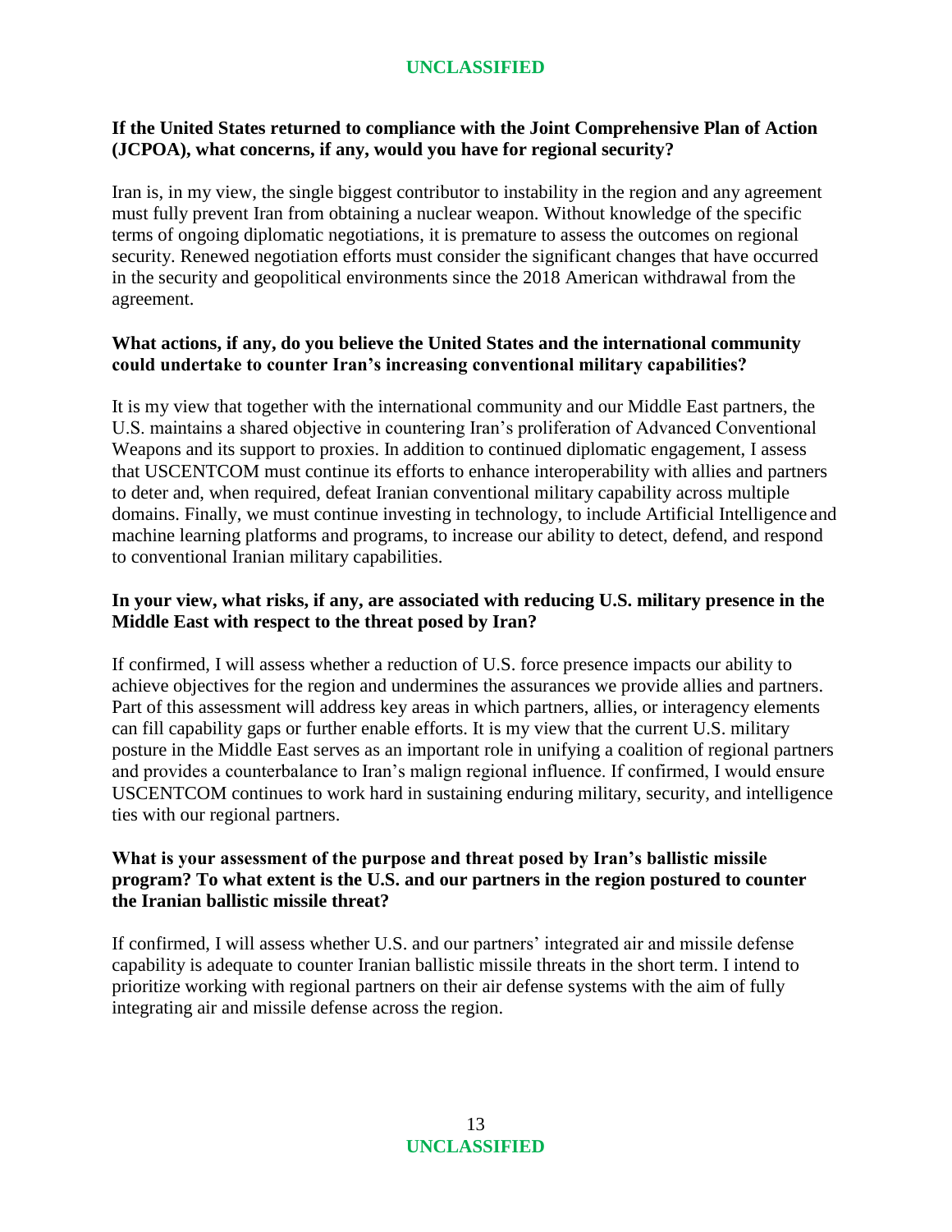**If the United States returned to compliance with the Joint Comprehensive Plan of Action (JCPOA), what concerns, if any, would you have for regional security?**

Iran is, in my view, the single biggest contributor to instability in the region and any agreement must fully prevent Iran from obtaining a nuclear weapon. Without knowledge of the specific terms of ongoing diplomatic negotiations, it is premature to assess the outcomes on regional security. Renewed negotiation efforts must consider the significant changes that have occurred in the security and geopolitical environments since the 2018 American withdrawal from the agreement.

**What actions, if any, do you believe the United States and the international community could undertake to counter Iran's increasing conventional military capabilities?**

It is my view that together with the international community and our Middle East partners, the U.S. maintains a shared objective in countering Iran's proliferation of Advanced Conventional Weapons and its support to proxies. In addition to continued diplomatic engagement, I assess that USCENTCOM must continue its efforts to enhance interoperability with allies and partners to deter and, when required, defeat Iranian conventional military capability across multiple domains. Finally, we must continue investing in technology, to include Artificial Intelligence and machine learning platforms and programs, to increase our ability to detect, defend, and respond to conventional Iranian military capabilities.

**In your view, what risks, if any, are associated with reducing U.S. military presence in the Middle East with respect to the threat posed by Iran?**

If confirmed, I will assess whether a reduction of U.S. force presence impacts our ability to achieve objectives for the region and undermines the assurances we provide allies and partners. Part of this assessment will address key areas in which partners, allies, or interagency elements can fill capability gaps or further enable efforts. It is my view that the current U.S. military posture in the Middle East serves as an important role in unifying a coalition of regional partners and provides a counterbalance to Iran's malign regional influence. If confirmed, I would ensure USCENTCOM continues to work hard in sustaining enduring military, security, and intelligence ties with our regional partners.

**What is your assessment of the purpose and threat posed by Iran's ballistic missile program? To what extent is the U.S. and our partners in the region postured to counter the Iranian ballistic missile threat?**

If confirmed, I will assess whether U.S. and our partners' integrated air and missile defense capability is adequate to counter Iranian ballistic missile threats in the short term. I intend to prioritize working with regional partners on their air defense systems with the aim of fully integrating air and missile defense across the region.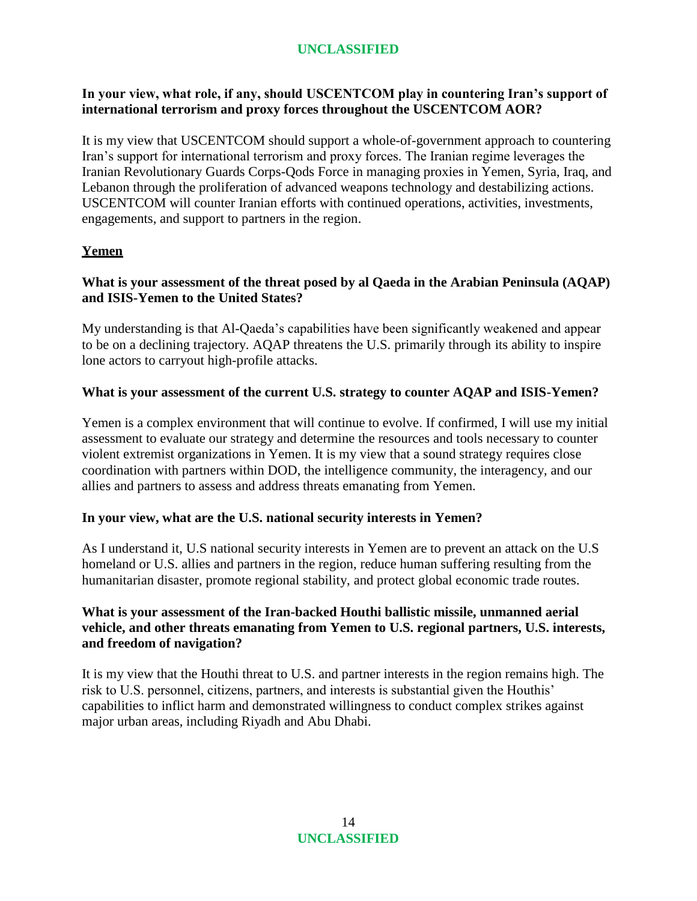**In your view, what role, if any, should USCENTCOM play in countering Iran's support of international terrorism and proxy forces throughout the USCENTCOM AOR?**

It is my view that USCENTCOM should support a whole-of-government approach to countering Iran's support for international terrorism and proxy forces. The Iranian regime leverages the Iranian Revolutionary Guards Corps-Qods Force in managing proxies in Yemen, Syria, Iraq, and Lebanon through the proliferation of advanced weapons technology and destabilizing actions. USCENTCOM will counter Iranian efforts with continued operations, activities, investments, engagements, and support to partners in the region.

## Yemen

**What is your assessment of the threat posed by al Qaeda in the Arabian Peninsula (AQAP) and ISIS-Yemen to the United States?**

My understanding is that Al-Qaeda's capabilities have been significantly weakened and appear to be on a declining trajectory. AQAP threatens the U.S. primarily through its ability to inspire lone actors to carryout high-profile attacks.

**What is your assessment of the current U.S. strategy to counter AQAP and ISIS-Yemen?**

Yemen is a complex environment that will continue to evolve. If confirmed, I will use my initial assessment to evaluate our strategy and determine the resources and tools necessary to counter violent extremist organizations in Yemen. It is my view that a sound strategy requires close coordination with partners within DOD, the intelligence community, the interagency, and our allies and partners to assess and address threats emanating from Yemen.

**In your view, what are the U.S. national security interests in Yemen?**

As I understand it, U.S national security interests in Yemen are to prevent an attack on the U.S homeland or U.S. allies and partners in the region, reduce human suffering resulting from the humanitarian disaster, promote regional stability, and protect global economic trade routes.

**What is your assessment of the Iran-backed Houthi ballistic missile, unmanned aerial vehicle, and other threats emanating from Yemen to U.S. regional partners, U.S. interests, and freedom of navigation?**

It is my view that the Houthi threat to U.S. and partner interests in the region remains high. The risk to U.S. personnel, citizens, partners, and interests is substantial given the Houthis' capabilities to inflict harm and demonstrated willingness to conduct complex strikes against major urban areas, including Riyadh and Abu Dhabi.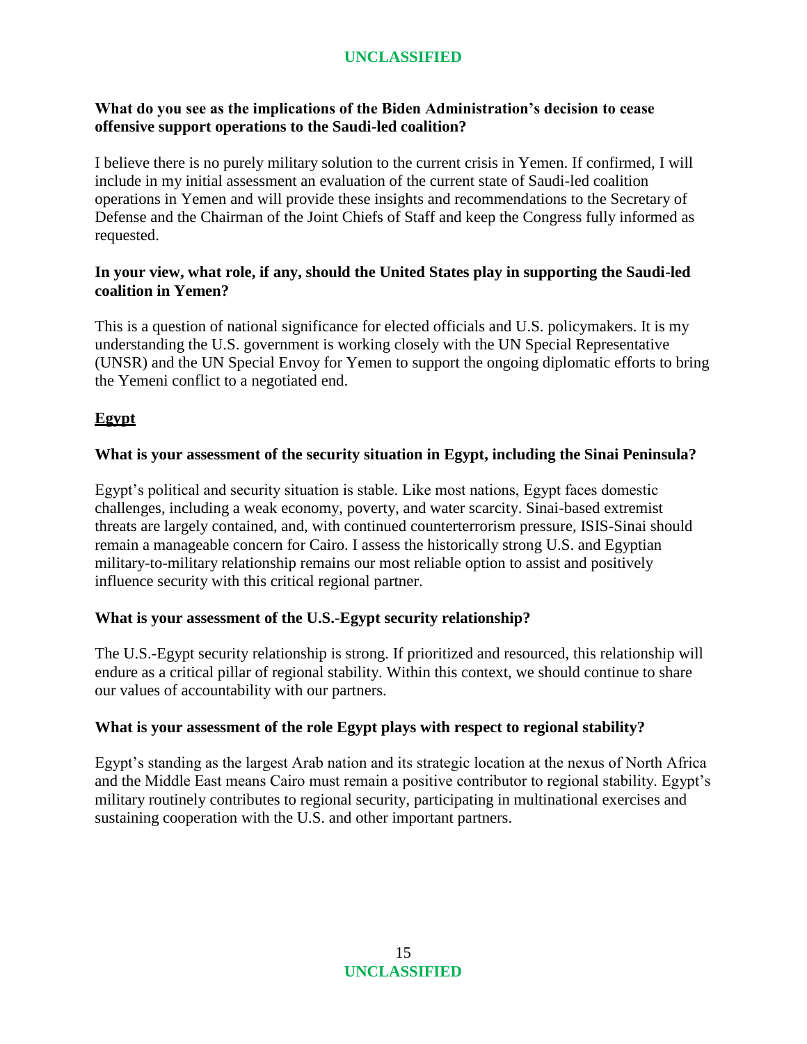**What do you see as the implications of the Biden Administration's decision to cease offensive support operations to the Saudi-led coalition?**

I believe there is no purely military solution to the current crisis in Yemen. If confirmed, I will include in my initial assessment an evaluation of the current state of Saudi-led coalition operations in Yemen and will provide these insights and recommendations to the Secretary of Defense and the Chairman of the Joint Chiefs of Staff and keep the Congress fully informed as requested.

**In your view, what role, if any, should the United States play in supporting the Saudi-led coalition in Yemen?**

This is a question of national significance for elected officials and U.S. policymakers. It is my understanding the U.S. government is working closely with the UN Special Representative (UNSR) and the UN Special Envoy for Yemen to support the ongoing diplomatic efforts to bring the Yemeni conflict to a negotiated end.

## Egypt

**What is your assessment of the security situation in Egypt, including the Sinai Peninsula?**

Egypt's political and security situation is stable. Like most nations, Egypt faces domestic challenges, including a weak economy, poverty, and water scarcity. Sinai-based extremist threats are largely contained, and, with continued counterterrorism pressure, ISIS-Sinai should remain a manageable concern for Cairo. I assess the historically strong U.S. and Egyptian military-to-military relationship remains our most reliable option to assist and positively influence security with this critical regional partner.

**What is your assessment of the U.S.-Egypt security relationship?**

The U.S.-Egypt security relationship is strong. If prioritized and resourced, this relationship will endure as a critical pillar of regional stability. Within this context, we should continue to share our values of accountability with our partners.

**What is your assessment of the role Egypt plays with respect to regional stability?**

Egypt's standing as the largest Arab nation and its strategic location at the nexus of North Africa and the Middle East means Cairo must remain a positive contributor to regional stability. Egypt's military routinely contributes to regional security, participating in multinational exercises and sustaining cooperation with the U.S. and other important partners.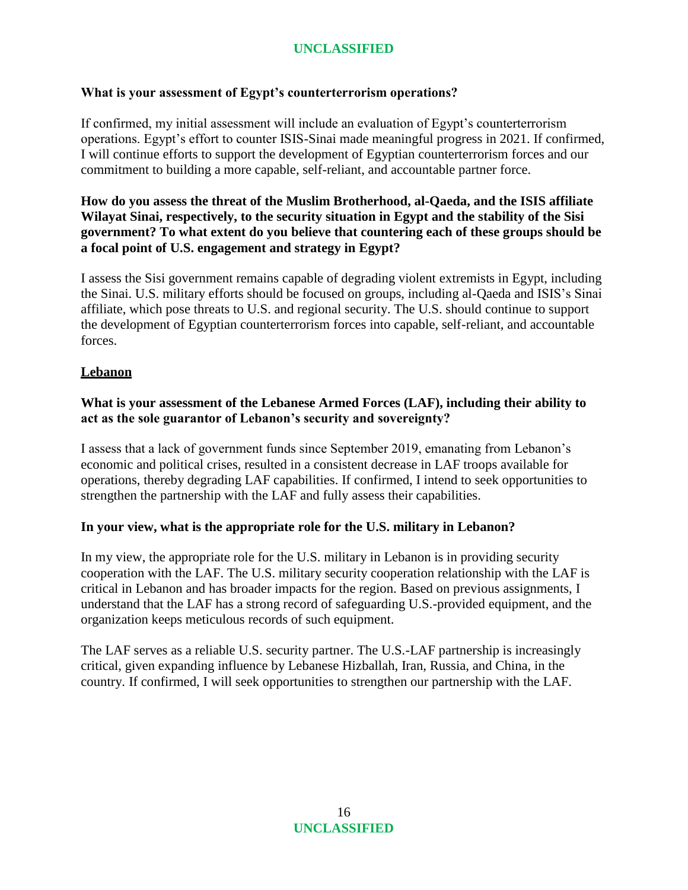**What is your assessment of Egypt's counterterrorism operations?**

If confirmed, my initial assessment will include an evaluation of Egypt's counterterrorism operations. Egypt's effort to counter ISIS-Sinai made meaningful progress in 2021. If confirmed, I will continue efforts to support the development of Egyptian counterterrorism forces and our commitment to building a more capable, self-reliant, and accountable partner force.

**How do you assess the threat of the Muslim Brotherhood, al-Qaeda, and the ISIS affiliate Wilayat Sinai, respectively, to the security situation in Egypt and the stability of the Sisi government? To what extent do you believe that countering each of these groups should be a focal point of U.S. engagement and strategy in Egypt?**

I assess the Sisi government remains capable of degrading violent extremists in Egypt, including the Sinai. U.S. military efforts should be focused on groups, including al-Qaeda and ISIS's Sinai affiliate, which pose threats to U.S. and regional security. The U.S. should continue to support the development of Egyptian counterterrorism forces into capable, self-reliant, and accountable forces.

## Lebanon

**What is your assessment of the Lebanese Armed Forces (LAF), including their ability to act as the sole guarantor of Lebanon's security and sovereignty?**

I assess that a lack of government funds since September 2019, emanating from Lebanon's economic and political crises, resulted in a consistent decrease in LAF troops available for operations, thereby degrading LAF capabilities. If confirmed, I intend to seek opportunities to strengthen the partnership with the LAF and fully assess their capabilities.

**In your view, what is the appropriate role for the U.S. military in Lebanon?**

In my view, the appropriate role for the U.S. military in Lebanon is in providing security cooperation with the LAF. The U.S. military security cooperation relationship with the LAF is critical in Lebanon and has broader impacts for the region. Based on previous assignments, I understand that the LAF has a strong record of safeguarding U.S.-provided equipment, and the organization keeps meticulous records of such equipment.

The LAF serves as a reliable U.S. security partner. The U.S.-LAF partnership is increasingly critical, given expanding influence by Lebanese Hizballah, Iran, Russia, and China, in the country. If confirmed, I will seek opportunities to strengthen our partnership with the LAF.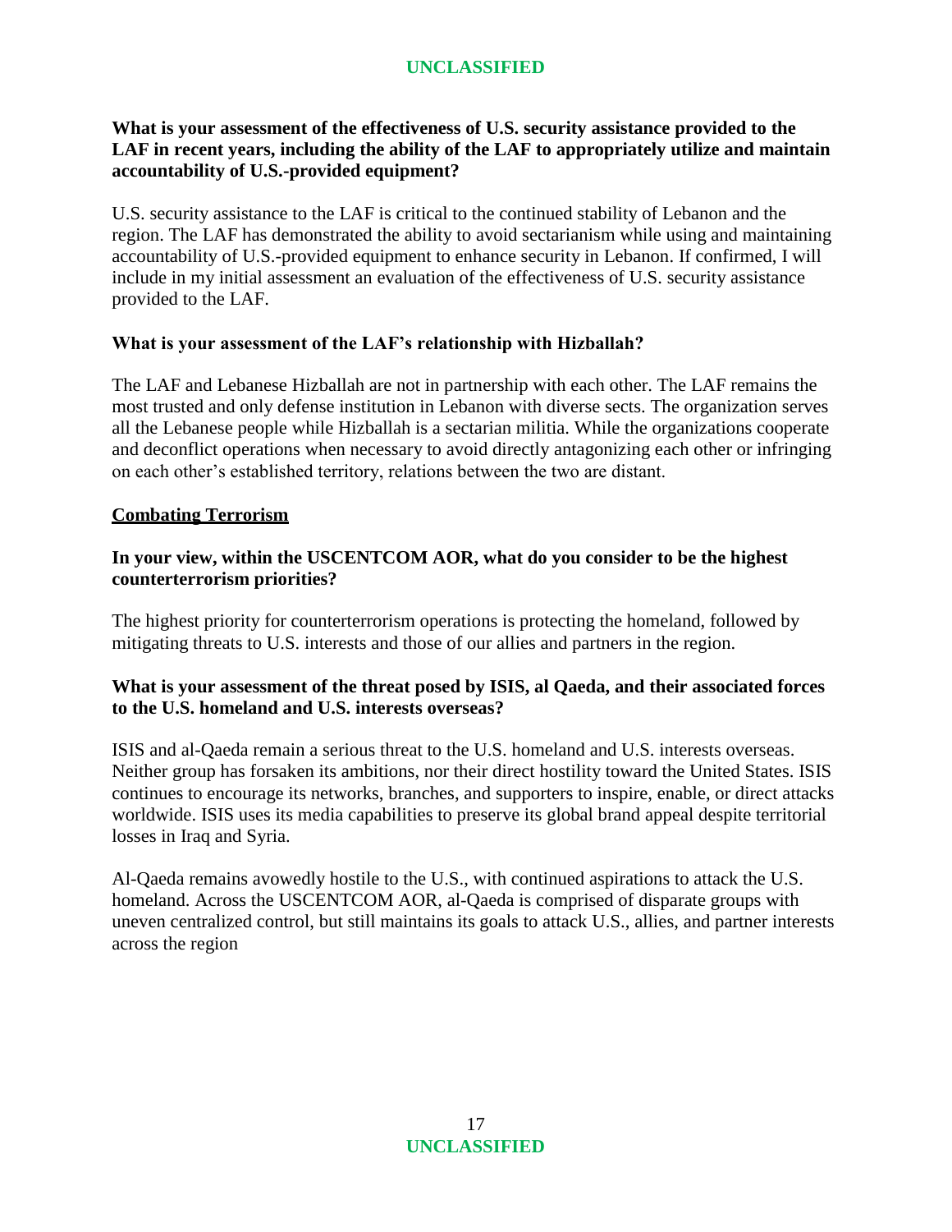**What is your assessment of the effectiveness of U.S. security assistance provided to the LAF in recent years, including the ability of the LAF to appropriately utilize and maintain accountability of U.S.-provided equipment?**

U.S. security assistance to the LAF is critical to the continued stability of Lebanon and the region. The LAF has demonstrated the ability to avoid sectarianism while using and maintaining accountability of U.S.-provided equipment to enhance security in Lebanon. If confirmed, I will include in my initial assessment an evaluation of the effectiveness of U.S. security assistance provided to the LAF.

**What is your assessment of the LAF's relationship with Hizballah?**

The LAF and Lebanese Hizballah are not in partnership with each other. The LAF remains the most trusted and only defense institution in Lebanon with diverse sects. The organization serves all the Lebanese people while Hizballah is a sectarian militia. While the organizations cooperate and deconflict operations when necessary to avoid directly antagonizing each other or infringing on each other's established territory, relations between the two are distant.

## Combating Terrorism

**In your view, within the USCENTCOM AOR, what do you consider to be the highest counterterrorism priorities?**

The highest priority for counterterrorism operations is protecting the homeland, followed by mitigating threats to U.S. interests and those of our allies and partners in the region.

**What is your assessment of the threat posed by ISIS, al Qaeda, and their associated forces to the U.S. homeland and U.S. interests overseas?**

ISIS and al-Qaeda remain a serious threat to the U.S. homeland and U.S. interests overseas. Neither group has forsaken its ambitions, nor their direct hostility toward the United States. ISIS continues to encourage its networks, branches, and supporters to inspire, enable, or direct attacks worldwide. ISIS uses its media capabilities to preserve its global brand appeal despite territorial losses in Iraq and Syria.

Al-Qaeda remains avowedly hostile to the U.S., with continued aspirations to attack the U.S. homeland. Across the USCENTCOM AOR, al-Qaeda is comprised of disparate groups with uneven centralized control, but still maintains its goals to attack U.S., allies, and partner interests across the region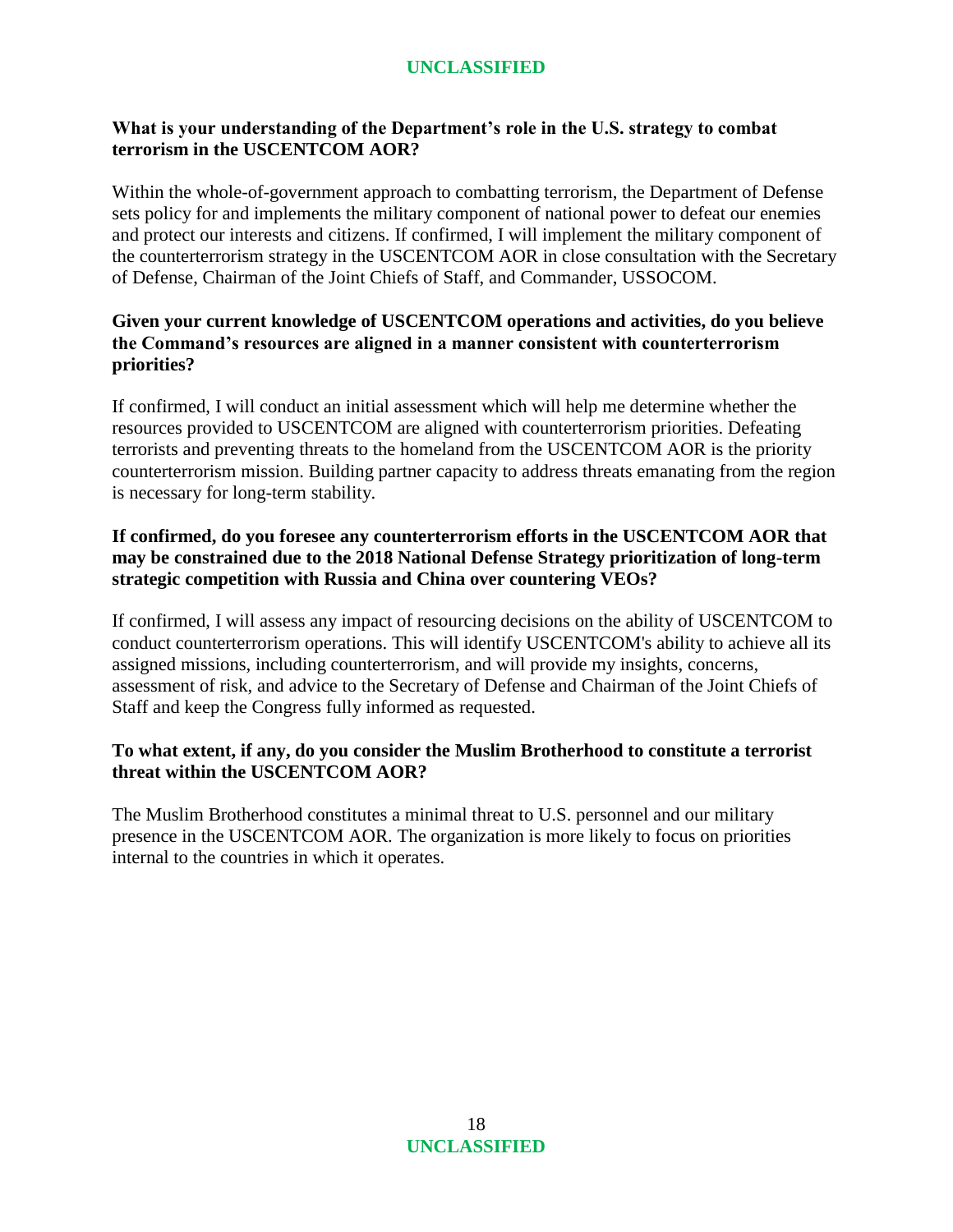**What is your understanding of the Department's role in the U.S. strategy to combat terrorism in the USCENTCOM AOR?**

Within the whole-of-government approach to combatting terrorism, the Department of Defense sets policy for and implements the military component of national power to defeat our enemies and protect our interests and citizens. If confirmed, I will implement the military component of the counterterrorism strategy in the USCENTCOM AOR in close consultation with the Secretary of Defense, Chairman of the Joint Chiefs of Staff, and Commander, USSOCOM.

**Given your current knowledge of USCENTCOM operations and activities, do you believe the Command's resources are aligned in a manner consistent with counterterrorism priorities?**

If confirmed, I will conduct an initial assessment which will help me determine whether the resources provided to USCENTCOM are aligned with counterterrorism priorities. Defeating terrorists and preventing threats to the homeland from the USCENTCOM AOR is the priority counterterrorism mission. Building partner capacity to address threats emanating from the region is necessary for long-term stability.

**If confirmed, do you foresee any counterterrorism efforts in the USCENTCOM AOR that may be constrained due to the 2018 National Defense Strategy prioritization of long-term strategic competition with Russia and China over countering VEOs?**

If confirmed, I will assess any impact of resourcing decisions on the ability of USCENTCOM to conduct counterterrorism operations. This will identify USCENTCOM's ability to achieve all its assigned missions, including counterterrorism, and will provide my insights, concerns, assessment of risk, and advice to the Secretary of Defense and Chairman of the Joint Chiefs of Staff and keep the Congress fully informed as requested.

**To what extent, if any, do you consider the Muslim Brotherhood to constitute a terrorist threat within the USCENTCOM AOR?**

The Muslim Brotherhood constitutes a minimal threat to U.S. personnel and our military presence in the USCENTCOM AOR. The organization is more likely to focus on priorities internal to the countries in which it operates.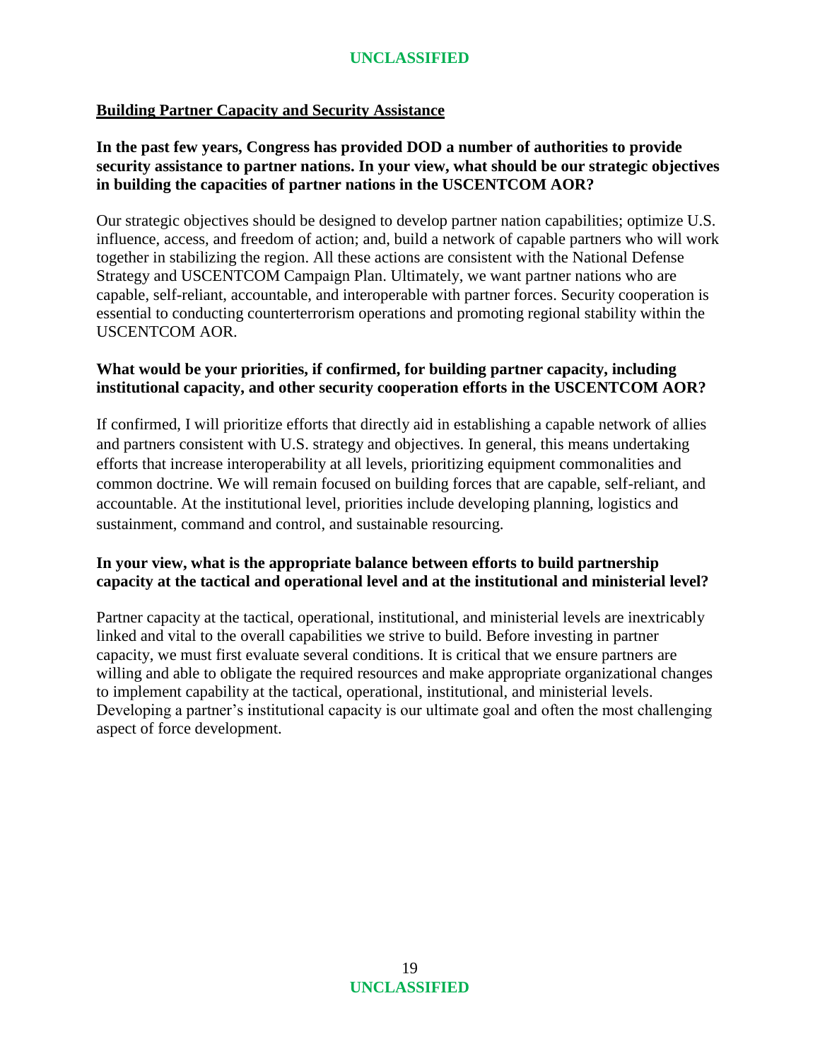## Building Partner Capacity and Security Assistance

**In the past few years, Congress has provided DOD a number of authorities to provide security assistance to partner nations. In your view, what should be our strategic objectives in building the capacities of partner nations in the USCENTCOM AOR?**

Our strategic objectives should be designed to develop partner nation capabilities; optimize U.S. influence, access, and freedom of action; and, build a network of capable partners who will work together in stabilizing the region. All these actions are consistent with the National Defense Strategy and USCENTCOM Campaign Plan. Ultimately, we want partner nations who are capable, self-reliant, accountable, and interoperable with partner forces. Security cooperation is essential to conducting counterterrorism operations and promoting regional stability within the USCENTCOM AOR.

**What would be your priorities, if confirmed, for building partner capacity, including institutional capacity, and other security cooperation efforts in the USCENTCOM AOR?**

If confirmed, I will prioritize efforts that directly aid in establishing a capable network of allies and partners consistent with U.S. strategy and objectives. In general, this means undertaking efforts that increase interoperability at all levels, prioritizing equipment commonalities and common doctrine. We will remain focused on building forces that are capable, self-reliant, and accountable. At the institutional level, priorities include developing planning, logistics and sustainment, command and control, and sustainable resourcing.

**In your view, what is the appropriate balance between efforts to build partnership capacity at the tactical and operational level and at the institutional and ministerial level?**

Partner capacity at the tactical, operational, institutional, and ministerial levels are inextricably linked and vital to the overall capabilities we strive to build. Before investing in partner capacity, we must first evaluate several conditions. It is critical that we ensure partners are willing and able to obligate the required resources and make appropriate organizational changes to implement capability at the tactical, operational, institutional, and ministerial levels. Developing a partner's institutional capacity is our ultimate goal and often the most challenging aspect of force development.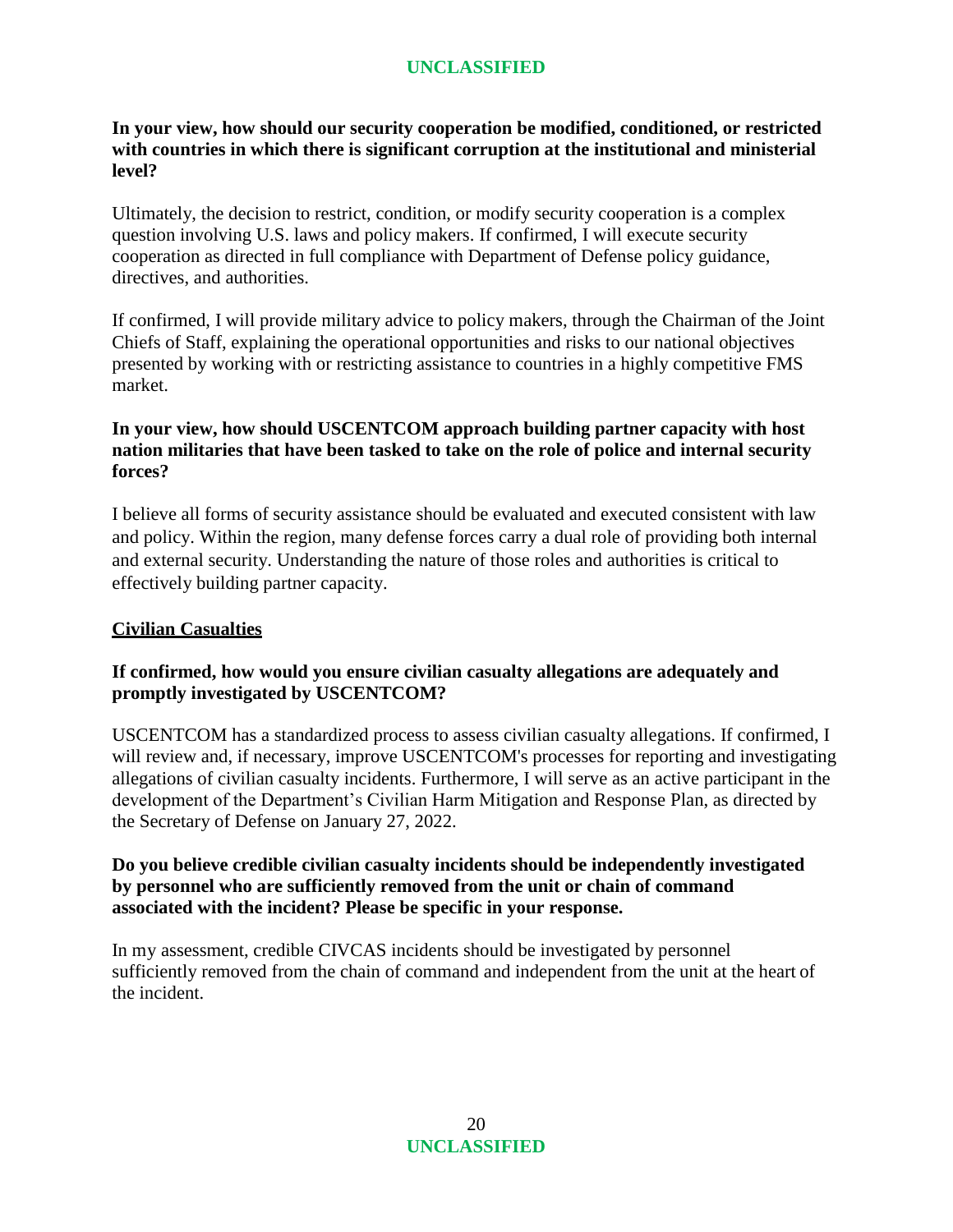**In your view, how should our security cooperation be modified, conditioned, or restricted with countries in which there is significant corruption at the institutional and ministerial level?**

Ultimately, the decision to restrict, condition, or modify security cooperation is a complex question involving U.S. laws and policy makers. If confirmed, I will execute security cooperation as directed in full compliance with Department of Defense policy guidance, directives, and authorities.

If confirmed, I will provide military advice to policy makers, through the Chairman of the Joint Chiefs of Staff, explaining the operational opportunities and risks to our national objectives presented by working with or restricting assistance to countries in a highly competitive FMS market.

**In your view, how should USCENTCOM approach building partner capacity with host nation militaries that have been tasked to take on the role of police and internal security forces?**

I believe all forms of security assistance should be evaluated and executed consistent with law and policy. Within the region, many defense forces carry a dual role of providing both internal and external security. Understanding the nature of those roles and authorities is critical to effectively building partner capacity.

## Civilian Casualties

**If confirmed, how would you ensure civilian casualty allegations are adequately and promptly investigated by USCENTCOM?**

USCENTCOM has a standardized process to assess civilian casualty allegations. If confirmed, I will review and, if necessary, improve USCENTCOM's processes for reporting and investigating allegations of civilian casualty incidents. Furthermore, I will serve as an active participant in the development of the Department's Civilian Harm Mitigation and Response Plan, as directed by the Secretary of Defense on January 27, 2022.

**Do you believe credible civilian casualty incidents should be independently investigated by personnel who are sufficiently removed from the unit or chain of command associated with the incident? Please be specific in your response.**

In my assessment, credible CIVCAS incidents should be investigated by personnel sufficiently removed from the chain of command and independent from the unit at the heart of the incident.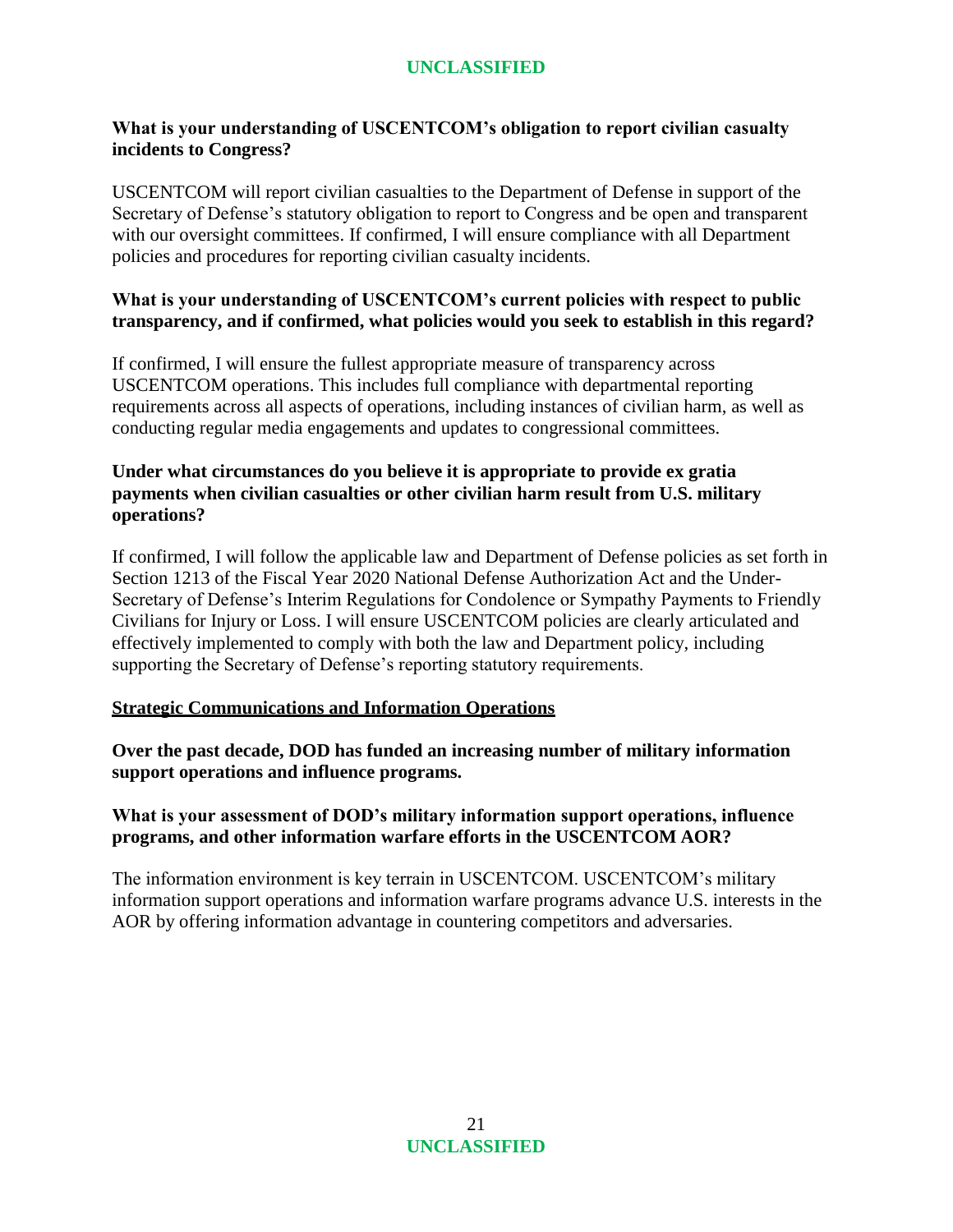**What is your understanding of USCENTCOM's obligation to report civilian casualty incidents to Congress?**

USCENTCOM will report civilian casualties to the Department of Defense in support of the Secretary of Defense's statutory obligation to report to Congress and be open and transparent with our oversight committees. If confirmed, I will ensure compliance with all Department policies and procedures for reporting civilian casualty incidents.

**What is your understanding of USCENTCOM's current policies with respect to public transparency, and if confirmed, what policies would you seek to establish in this regard?**

If confirmed, I will ensure the fullest appropriate measure of transparency across USCENTCOM operations. This includes full compliance with departmental reporting requirements across all aspects of operations, including instances of civilian harm, as well as conducting regular media engagements and updates to congressional committees.

**Under what circumstances do you believe it is appropriate to provide ex gratia payments when civilian casualties or other civilian harm result from U.S. military operations?**

If confirmed, I will follow the applicable law and Department of Defense policies as set forth in Section 1213 of the Fiscal Year 2020 National Defense Authorization Act and the Under-Secretary of Defense's Interim Regulations for Condolence or Sympathy Payments to Friendly Civilians for Injury or Loss. I will ensure USCENTCOM policies are clearly articulated and effectively implemented to comply with both the law and Department policy, including supporting the Secretary of Defense's reporting statutory requirements.

## Strategic Communications and Information Operations

**Over the past decade, DOD has funded an increasing number of military information support operations and influence programs.**

**What is your assessment of DOD's military information support operations, influence programs, and other information warfare efforts in the USCENTCOM AOR?**

The information environment is key terrain in USCENTCOM. USCENTCOM's military information support operations and information warfare programs advance U.S. interests in the AOR by offering information advantage in countering competitors and adversaries.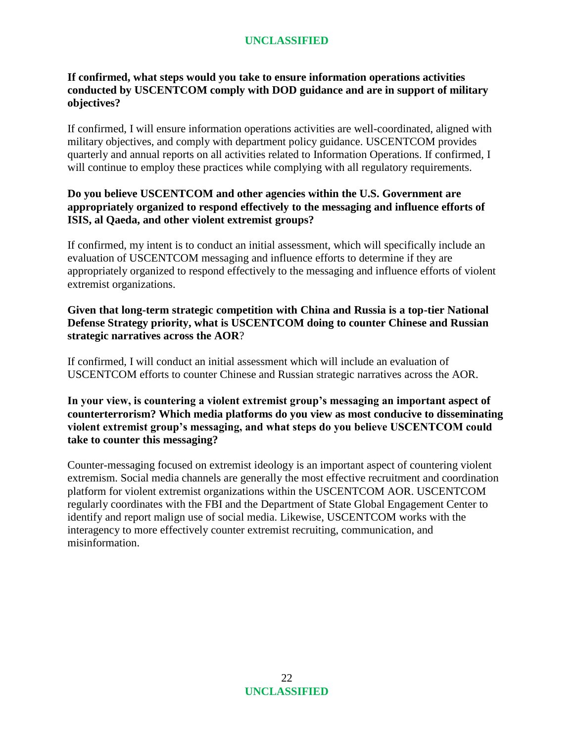**If confirmed, what steps would you take to ensure information operations activities conducted by USCENTCOM comply with DOD guidance and are in support of military objectives?**

If confirmed, I will ensure information operations activities are well-coordinated, aligned with military objectives, and comply with department policy guidance. USCENTCOM provides quarterly and annual reports on all activities related to Information Operations. If confirmed, I will continue to employ these practices while complying with all regulatory requirements.

**Do you believe USCENTCOM and other agencies within the U.S. Government are appropriately organized to respond effectively to the messaging and influence efforts of ISIS, al Qaeda, and other violent extremist groups?**

If confirmed, my intent is to conduct an initial assessment, which will specifically include an evaluation of USCENTCOM messaging and influence efforts to determine if they are appropriately organized to respond effectively to the messaging and influence efforts of violent extremist organizations.

**Given that long-term strategic competition with China and Russia is a top-tier National Defense Strategy priority, what is USCENTCOM doing to counter Chinese and Russian strategic narratives across the AOR?**

If confirmed, I will conduct an initial assessment which will include an evaluation of USCENTCOM efforts to counter Chinese and Russian strategic narratives across the AOR.

**In your view, is countering a violent extremist group's messaging an important aspect of counterterrorism? Which media platforms do you view as most conducive to disseminating violent extremist group's messaging, and what steps do you believe USCENTCOM could take to counter this messaging?**

Counter-messaging focused on extremist ideology is an important aspect of countering violent extremism. Social media channels are generally the most effective recruitment and coordination platform for violent extremist organizations within the USCENTCOM AOR. USCENTCOM regularly coordinates with the FBI and the Department of State Global Engagement Center to identify and report malign use of social media. Likewise, USCENTCOM works with the interagency to more effectively counter extremist recruiting, communication, and misinformation.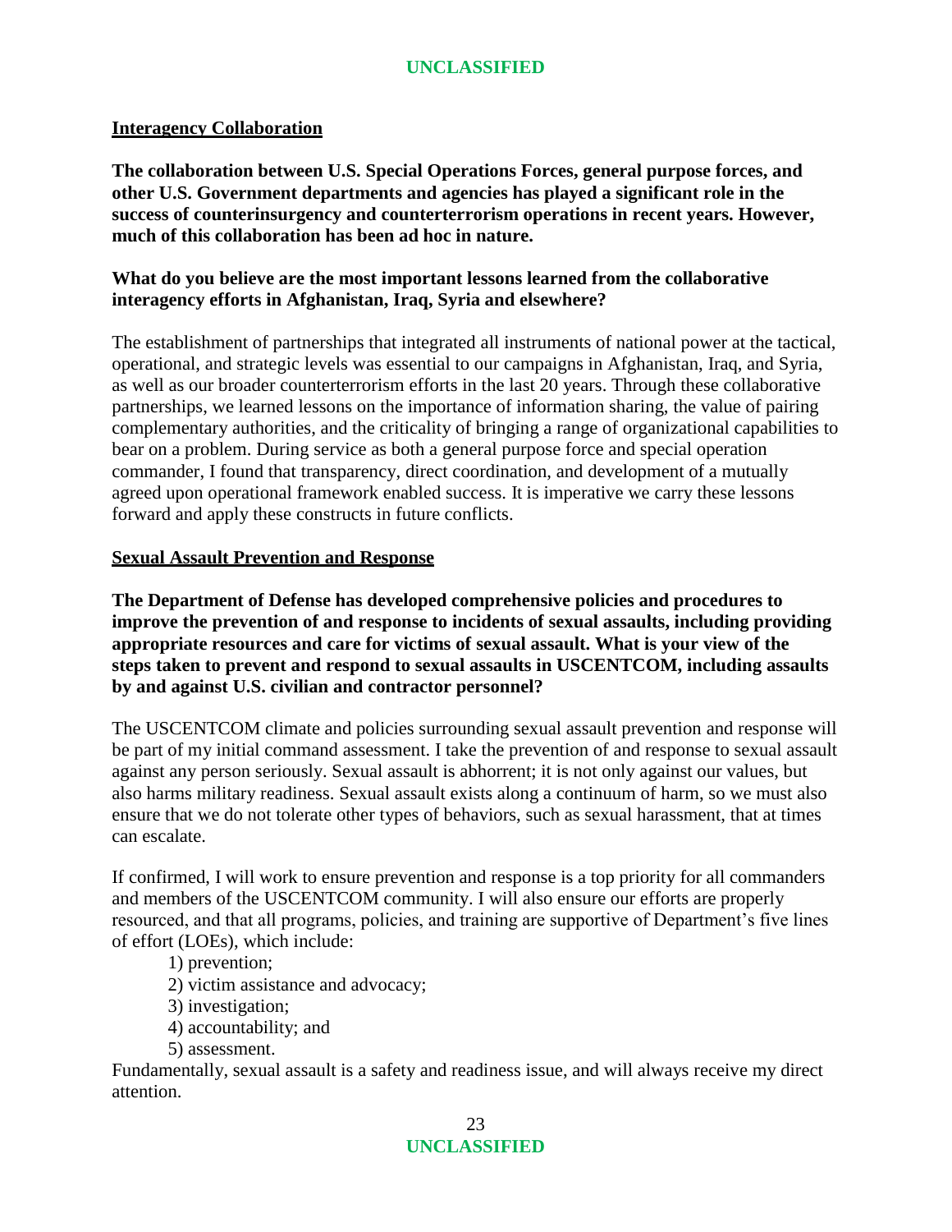## Interagency Collaboration

**The collaboration between U.S. Special Operations Forces, general purpose forces, and other U.S. Government departments and agencies has played a significant role in the success of counterinsurgency and counterterrorism operations in recent years. However, much of this collaboration has been ad hoc in nature.**

**What do you believe are the most important lessons learned from the collaborative interagency efforts in Afghanistan, Iraq, Syria and elsewhere?**

The establishment of partnerships that integrated all instruments of national power at the tactical, operational, and strategic levels was essential to our campaigns in Afghanistan, Iraq, and Syria, as well as our broader counterterrorism efforts in the last 20 years. Through these collaborative partnerships, we learned lessons on the importance of information sharing, the value of pairing complementary authorities, and the criticality of bringing a range of organizational capabilities to bear on a problem. During service as both a general purpose force and special operation commander, I found that transparency, direct coordination, and development of a mutually agreed upon operational framework enabled success. It is imperative we carry these lessons forward and apply these constructs in future conflicts.

## Sexual Assault Prevention and Response

**The Department of Defense has developed comprehensive policies and procedures to improve the prevention of and response to incidents of sexual assaults, including providing appropriate resources and care for victims of sexual assault. What is your view of the steps taken to prevent and respond to sexual assaults in USCENTCOM, including assaults by and against U.S. civilian and contractor personnel?**

The USCENTCOM climate and policies surrounding sexual assault prevention and response will be part of my initial command assessment. I take the prevention of and response to sexual assault against any person seriously. Sexual assault is abhorrent; it is not only against our values, but also harms military readiness. Sexual assault exists along a continuum of harm, so we must also ensure that we do not tolerate other types of behaviors, such as sexual harassment, that at times can escalate.

If confirmed, I will work to ensure prevention and response is a top priority for all commanders and members of the USCENTCOM community. I will also ensure our efforts are properly resourced, and that all programs, policies, and training are supportive of Department's five lines of effort (LOEs), which include:

1) prevention;
2) victim assistance and advocacy;
3) investigation;
4) accountability; and
5) assessment.

Fundamentally, sexual assault is a safety and readiness issue, and will always receive my direct attention.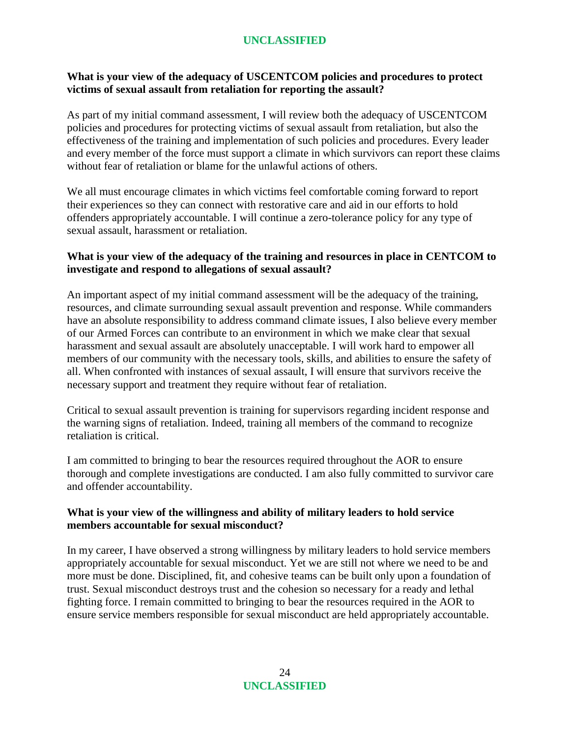**What is your view of the adequacy of USCENTCOM policies and procedures to protect victims of sexual assault from retaliation for reporting the assault?**

As part of my initial command assessment, I will review both the adequacy of USCENTCOM policies and procedures for protecting victims of sexual assault from retaliation, but also the effectiveness of the training and implementation of such policies and procedures. Every leader and every member of the force must support a climate in which survivors can report these claims without fear of retaliation or blame for the unlawful actions of others.

We all must encourage climates in which victims feel comfortable coming forward to report their experiences so they can connect with restorative care and aid in our efforts to hold offenders appropriately accountable. I will continue a zero-tolerance policy for any type of sexual assault, harassment or retaliation.

**What is your view of the adequacy of the training and resources in place in CENTCOM to investigate and respond to allegations of sexual assault?**

An important aspect of my initial command assessment will be the adequacy of the training, resources, and climate surrounding sexual assault prevention and response. While commanders have an absolute responsibility to address command climate issues, I also believe every member of our Armed Forces can contribute to an environment in which we make clear that sexual harassment and sexual assault are absolutely unacceptable. I will work hard to empower all members of our community with the necessary tools, skills, and abilities to ensure the safety of all. When confronted with instances of sexual assault, I will ensure that survivors receive the necessary support and treatment they require without fear of retaliation.

Critical to sexual assault prevention is training for supervisors regarding incident response and the warning signs of retaliation. Indeed, training all members of the command to recognize retaliation is critical.

I am committed to bringing to bear the resources required throughout the AOR to ensure thorough and complete investigations are conducted. I am also fully committed to survivor care and offender accountability.

**What is your view of the willingness and ability of military leaders to hold service members accountable for sexual misconduct?**

In my career, I have observed a strong willingness by military leaders to hold service members appropriately accountable for sexual misconduct. Yet we are still not where we need to be and more must be done. Disciplined, fit, and cohesive teams can be built only upon a foundation of trust. Sexual misconduct destroys trust and the cohesion so necessary for a ready and lethal fighting force. I remain committed to bringing to bear the resources required in the AOR to ensure service members responsible for sexual misconduct are held appropriately accountable.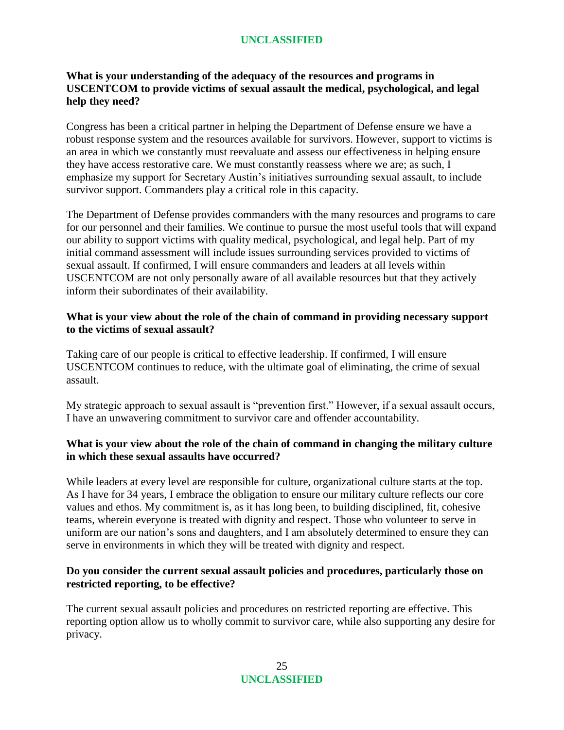**What is your understanding of the adequacy of the resources and programs in USCENTCOM to provide victims of sexual assault the medical, psychological, and legal help they need?**

Congress has been a critical partner in helping the Department of Defense ensure we have a robust response system and the resources available for survivors. However, support to victims is an area in which we constantly must reevaluate and assess our effectiveness in helping ensure they have access restorative care. We must constantly reassess where we are; as such, I emphasize my support for Secretary Austin's initiatives surrounding sexual assault, to include survivor support. Commanders play a critical role in this capacity.

The Department of Defense provides commanders with the many resources and programs to care for our personnel and their families. We continue to pursue the most useful tools that will expand our ability to support victims with quality medical, psychological, and legal help. Part of my initial command assessment will include issues surrounding services provided to victims of sexual assault. If confirmed, I will ensure commanders and leaders at all levels within USCENTCOM are not only personally aware of all available resources but that they actively inform their subordinates of their availability.

**What is your view about the role of the chain of command in providing necessary support to the victims of sexual assault?**

Taking care of our people is critical to effective leadership. If confirmed, I will ensure USCENTCOM continues to reduce, with the ultimate goal of eliminating, the crime of sexual assault.

My strategic approach to sexual assault is "prevention first." However, if a sexual assault occurs, I have an unwavering commitment to survivor care and offender accountability.

**What is your view about the role of the chain of command in changing the military culture in which these sexual assaults have occurred?**

While leaders at every level are responsible for culture, organizational culture starts at the top. As I have for 34 years, I embrace the obligation to ensure our military culture reflects our core values and ethos. My commitment is, as it has long been, to building disciplined, fit, cohesive teams, wherein everyone is treated with dignity and respect. Those who volunteer to serve in uniform are our nation's sons and daughters, and I am absolutely determined to ensure they can serve in environments in which they will be treated with dignity and respect.

**Do you consider the current sexual assault policies and procedures, particularly those on restricted reporting, to be effective?**

The current sexual assault policies and procedures on restricted reporting are effective. This reporting option allow us to wholly commit to survivor care, while also supporting any desire for privacy.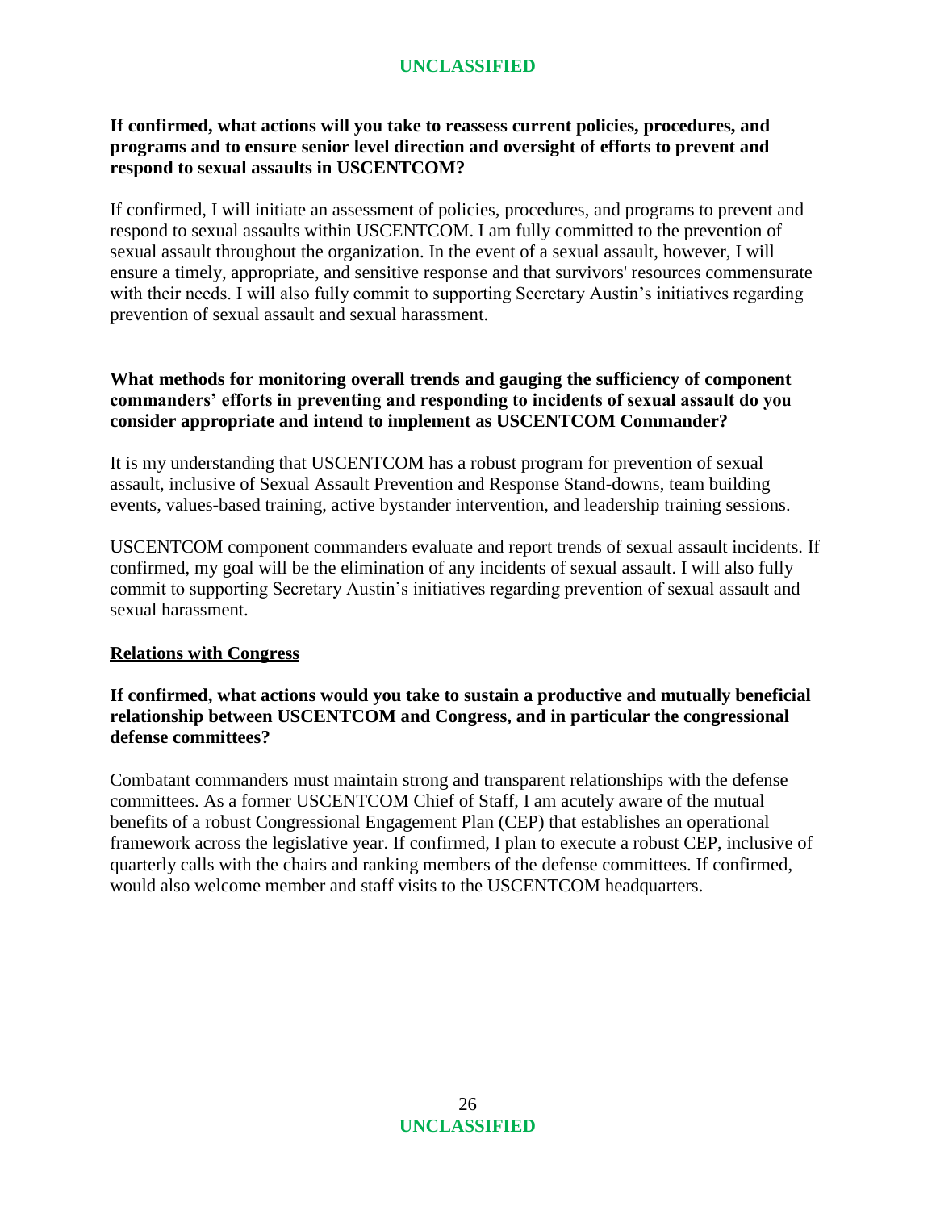**If confirmed, what actions will you take to reassess current policies, procedures, and programs and to ensure senior level direction and oversight of efforts to prevent and respond to sexual assaults in USCENTCOM?**

If confirmed, I will initiate an assessment of policies, procedures, and programs to prevent and respond to sexual assaults within USCENTCOM. I am fully committed to the prevention of sexual assault throughout the organization. In the event of a sexual assault, however, I will ensure a timely, appropriate, and sensitive response and that survivors' resources commensurate with their needs. I will also fully commit to supporting Secretary Austin's initiatives regarding prevention of sexual assault and sexual harassment.

**What methods for monitoring overall trends and gauging the sufficiency of component commanders' efforts in preventing and responding to incidents of sexual assault do you consider appropriate and intend to implement as USCENTCOM Commander?**

It is my understanding that USCENTCOM has a robust program for prevention of sexual assault, inclusive of Sexual Assault Prevention and Response Stand-downs, team building events, values-based training, active bystander intervention, and leadership training sessions.

USCENTCOM component commanders evaluate and report trends of sexual assault incidents. If confirmed, my goal will be the elimination of any incidents of sexual assault. I will also fully commit to supporting Secretary Austin's initiatives regarding prevention of sexual assault and sexual harassment.

## Relations with Congress

**If confirmed, what actions would you take to sustain a productive and mutually beneficial relationship between USCENTCOM and Congress, and in particular the congressional defense committees?**

Combatant commanders must maintain strong and transparent relationships with the defense committees. As a former USCENTCOM Chief of Staff, I am acutely aware of the mutual benefits of a robust Congressional Engagement Plan (CEP) that establishes an operational framework across the legislative year. If confirmed, I plan to execute a robust CEP, inclusive of quarterly calls with the chairs and ranking members of the defense committees. If confirmed, would also welcome member and staff visits to the USCENTCOM headquarters.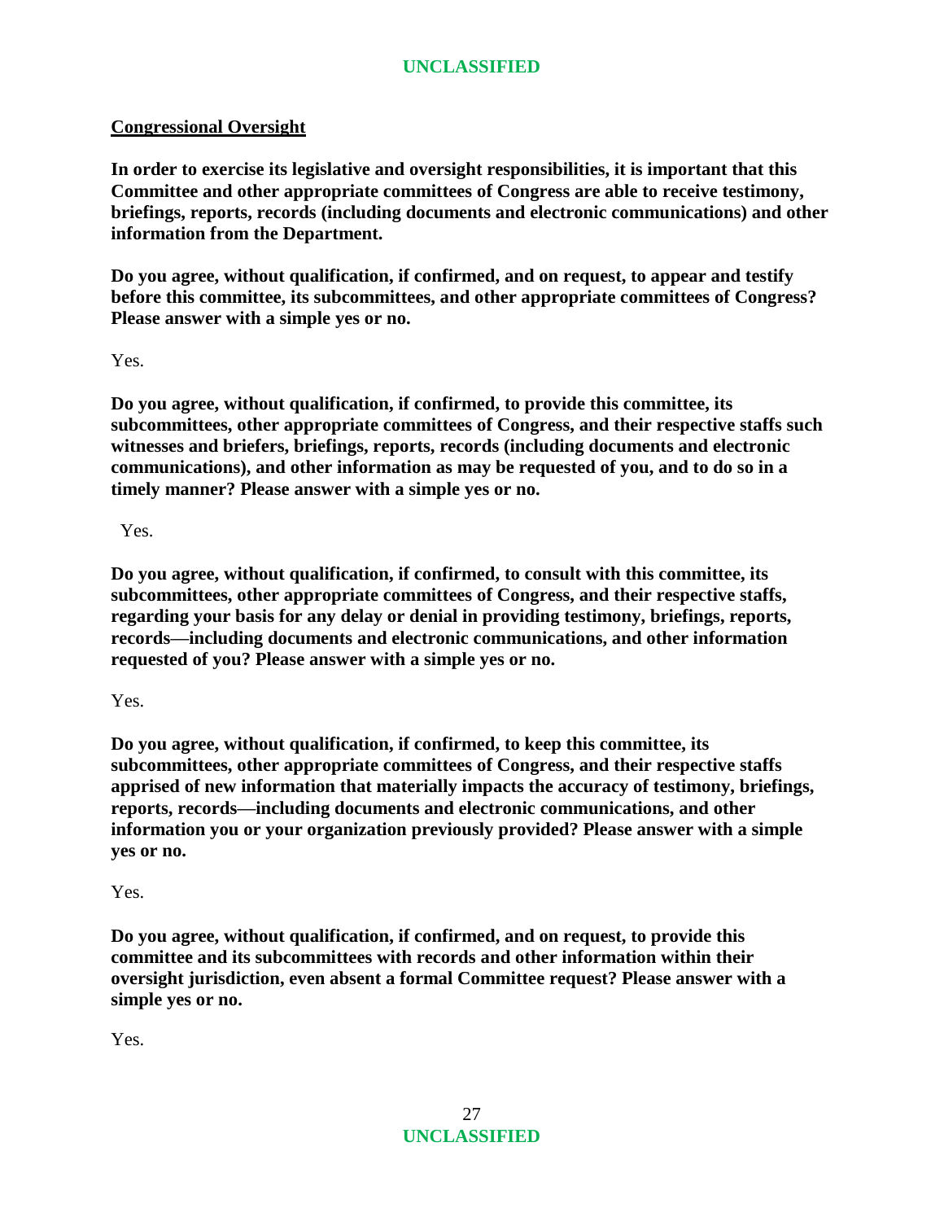## Congressional Oversight

**In order to exercise its legislative and oversight responsibilities, it is important that this Committee and other appropriate committees of Congress are able to receive testimony, briefings, reports, records (including documents and electronic communications) and other information from the Department.**

**Do you agree, without qualification, if confirmed, and on request, to appear and testify before this committee, its subcommittees, and other appropriate committees of Congress? Please answer with a simple yes or no.**

Yes.

**Do you agree, without qualification, if confirmed, to provide this committee, its subcommittees, other appropriate committees of Congress, and their respective staffs such witnesses and briefers, briefings, reports, records (including documents and electronic communications), and other information as may be requested of you, and to do so in a timely manner? Please answer with a simple yes or no.**

Yes.

**Do you agree, without qualification, if confirmed, to consult with this committee, its subcommittees, other appropriate committees of Congress, and their respective staffs, regarding your basis for any delay or denial in providing testimony, briefings, reports, records—including documents and electronic communications, and other information requested of you? Please answer with a simple yes or no.**

Yes.

**Do you agree, without qualification, if confirmed, to keep this committee, its subcommittees, other appropriate committees of Congress, and their respective staffs apprised of new information that materially impacts the accuracy of testimony, briefings, reports, records—including documents and electronic communications, and other information you or your organization previously provided? Please answer with a simple yes or no.**

Yes.

**Do you agree, without qualification, if confirmed, and on request, to provide this committee and its subcommittees with records and other information within their oversight jurisdiction, even absent a formal Committee request? Please answer with a simple yes or no.**

Yes.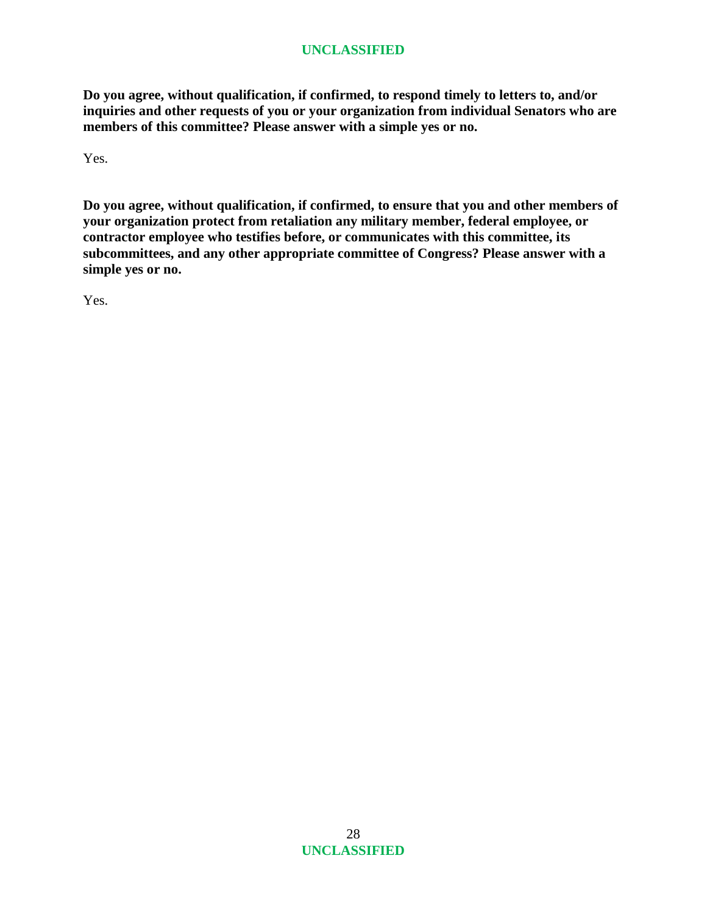**Do you agree, without qualification, if confirmed, to respond timely to letters to, and/or inquiries and other requests of you or your organization from individual Senators who are members of this committee? Please answer with a simple yes or no.**

Yes.

**Do you agree, without qualification, if confirmed, to ensure that you and other members of your organization protect from retaliation any military member, federal employee, or contractor employee who testifies before, or communicates with this committee, its subcommittees, and any other appropriate committee of Congress? Please answer with a simple yes or no.**

Yes.